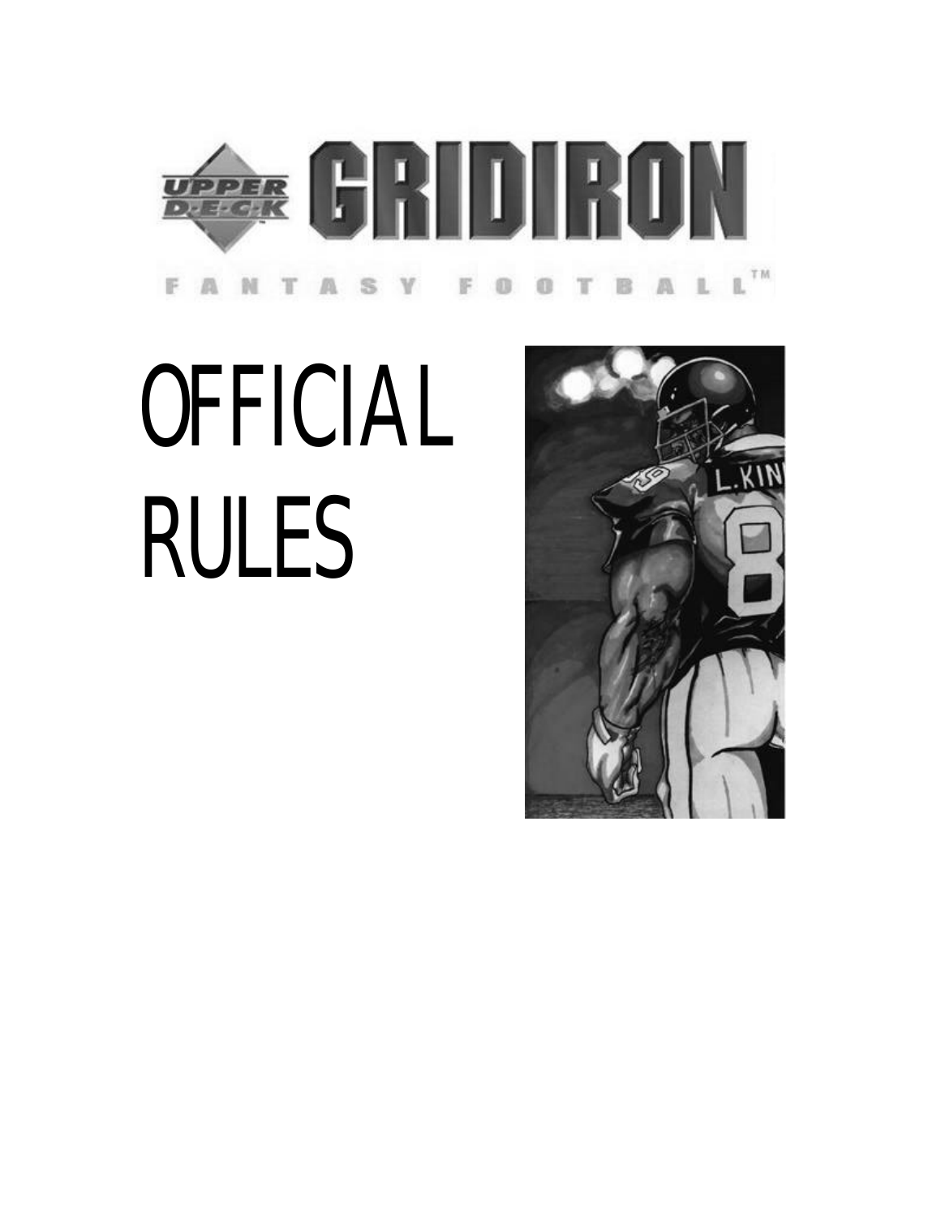# UPPER DECK GRIDIRON

FANTASY FOOTBALL™

# OFFICIAL RULES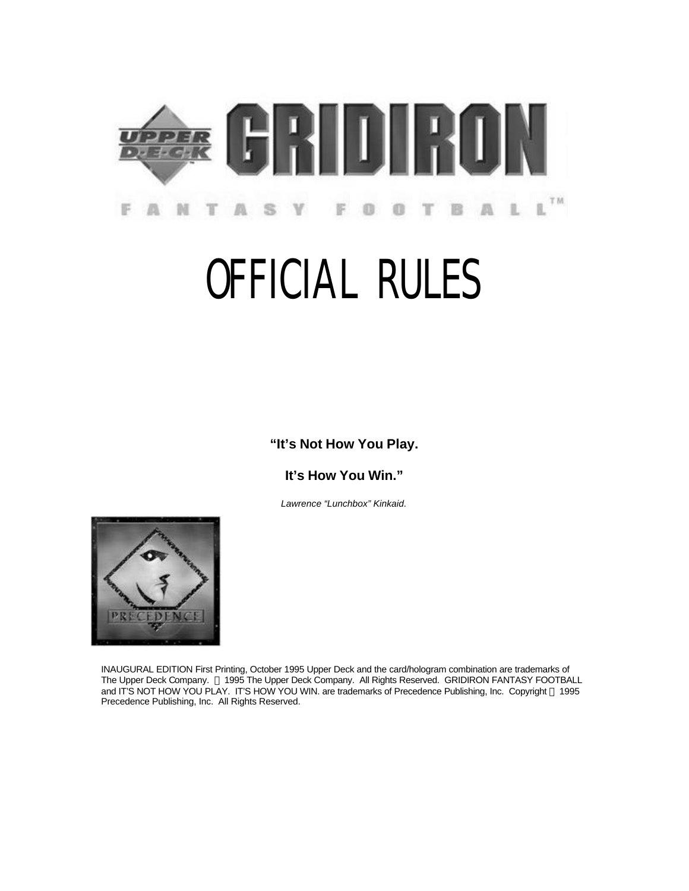# GRIDIRON

FANTASY FOOTBALL™

# OFFICIAL RULES

**"It's Not How You Play.**

**It's How You Win."**

*Lawrence "Lunchbox" Kinkaid.*

PRECEDENCE

INAUGURAL EDITION First Printing, October 1995 Upper Deck and the card/hologram combination are trademarks of The Upper Deck Company. © 1995 The Upper Deck Company. All Rights Reserved. GRIDIRON FANTASY FOOTBALL and IT'S NOT HOW YOU PLAY. IT'S HOW YOU WIN. are trademarks of Precedence Publishing, Inc. Copyright © 1995 Precedence Publishing, Inc. All Rights Reserved.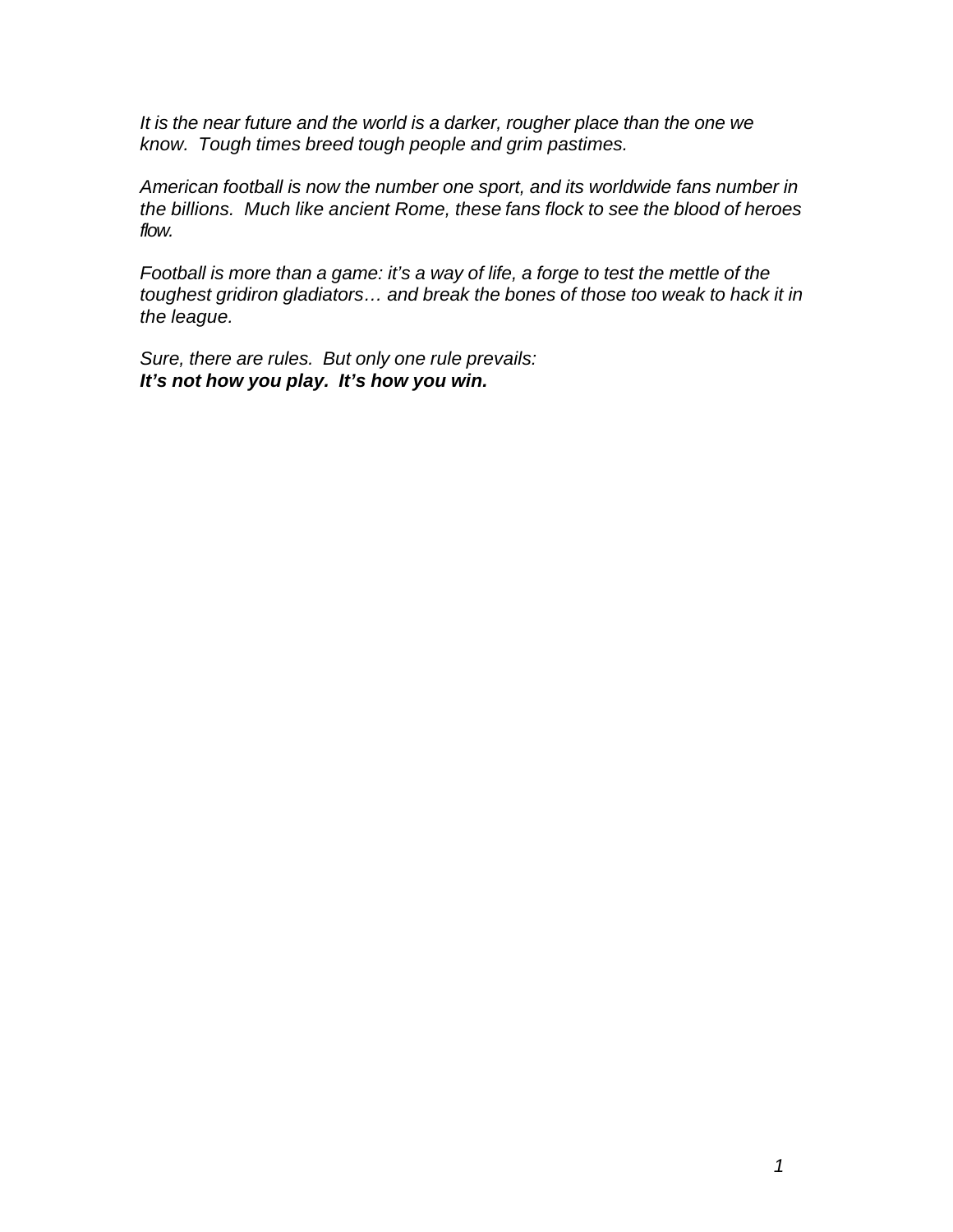*It is the near future and the world is a darker, rougher place than the one we know. Tough times breed tough people and grim pastimes.*

*American football is now the number one sport, and its worldwide fans number in the billions. Much like ancient Rome, these fans flock to see the blood of heroes flow.*

*Football is more than a game: it's a way of life, a forge to test the mettle of the toughest gridiron gladiators… and break the bones of those too weak to hack it in the league.*

*Sure, there are rules. But only one rule prevails:*
***It's not how you play. It's how you win.***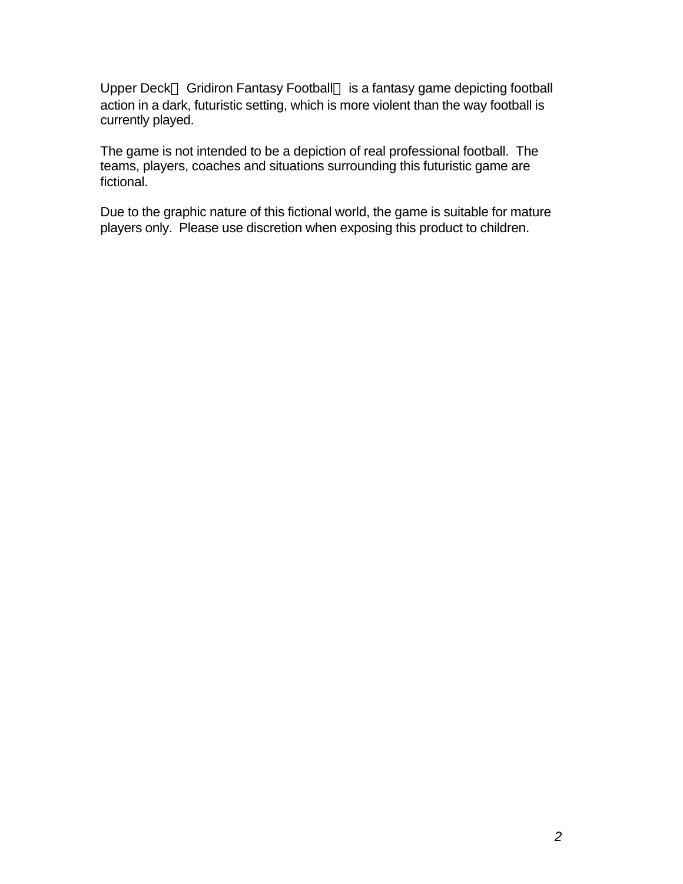Upper Deck Gridiron Fantasy Football is a fantasy game depicting football action in a dark, futuristic setting, which is more violent than the way football is currently played.

The game is not intended to be a depiction of real professional football. The teams, players, coaches and situations surrounding this futuristic game are fictional.

Due to the graphic nature of this fictional world, the game is suitable for mature players only. Please use discretion when exposing this product to children.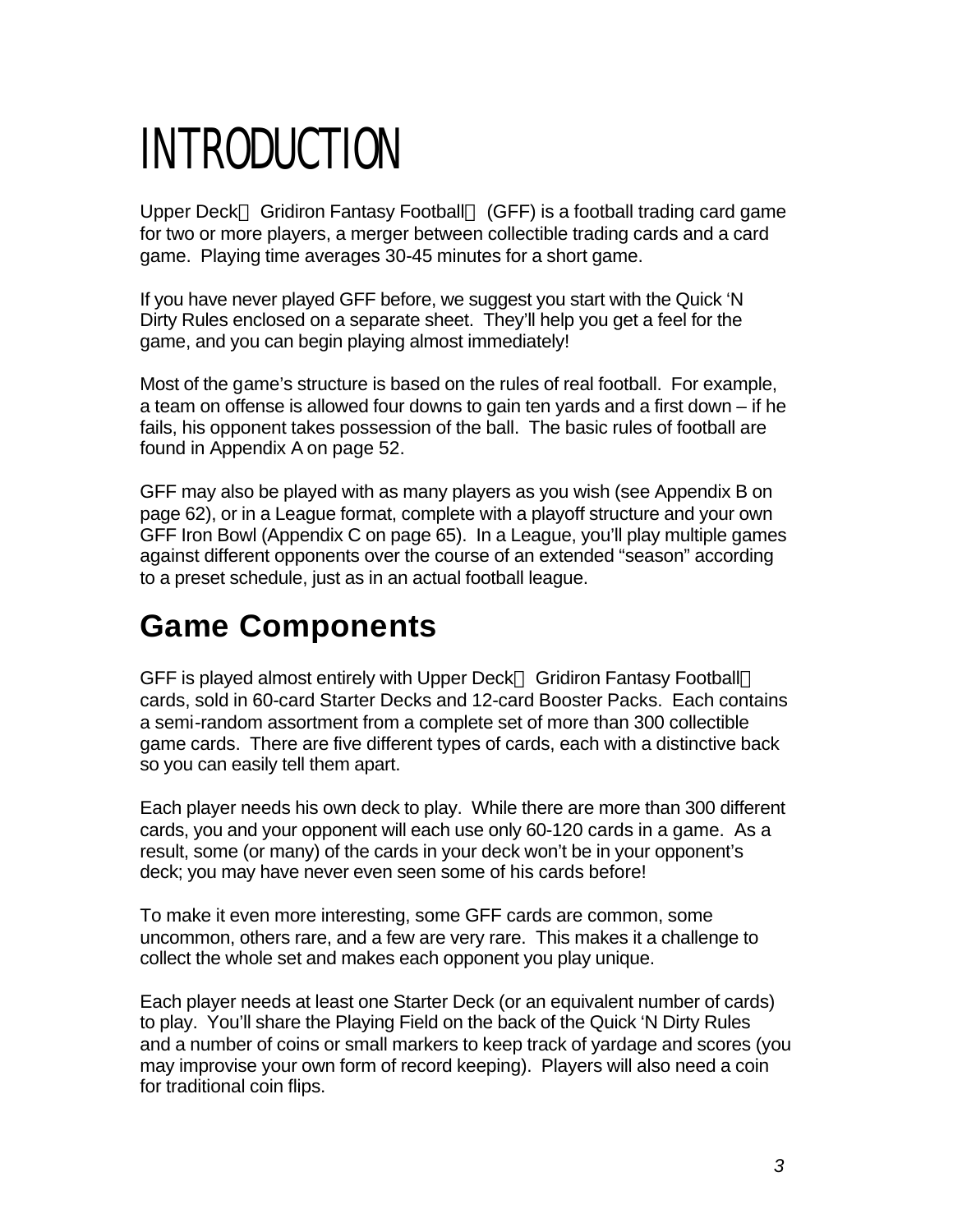# INTRODUCTION

Upper Deck Gridiron Fantasy Football (GFF) is a football trading card game for two or more players, a merger between collectible trading cards and a card game. Playing time averages 30-45 minutes for a short game.

If you have never played GFF before, we suggest you start with the Quick 'N Dirty Rules enclosed on a separate sheet. They'll help you get a feel for the game, and you can begin playing almost immediately!

Most of the game's structure is based on the rules of real football. For example, a team on offense is allowed four downs to gain ten yards and a first down – if he fails, his opponent takes possession of the ball. The basic rules of football are found in Appendix A on page 52.

GFF may also be played with as many players as you wish (see Appendix B on page 62), or in a League format, complete with a playoff structure and your own GFF Iron Bowl (Appendix C on page 65). In a League, you'll play multiple games against different opponents over the course of an extended "season" according to a preset schedule, just as in an actual football league.

## Game Components

GFF is played almost entirely with Upper Deck Gridiron Fantasy Football cards, sold in 60-card Starter Decks and 12-card Booster Packs. Each contains a semi-random assortment from a complete set of more than 300 collectible game cards. There are five different types of cards, each with a distinctive back so you can easily tell them apart.

Each player needs his own deck to play. While there are more than 300 different cards, you and your opponent will each use only 60-120 cards in a game. As a result, some (or many) of the cards in your deck won't be in your opponent's deck; you may have never even seen some of his cards before!

To make it even more interesting, some GFF cards are common, some uncommon, others rare, and a few are very rare. This makes it a challenge to collect the whole set and makes each opponent you play unique.

Each player needs at least one Starter Deck (or an equivalent number of cards) to play. You'll share the Playing Field on the back of the Quick 'N Dirty Rules and a number of coins or small markers to keep track of yardage and scores (you may improvise your own form of record keeping). Players will also need a coin for traditional coin flips.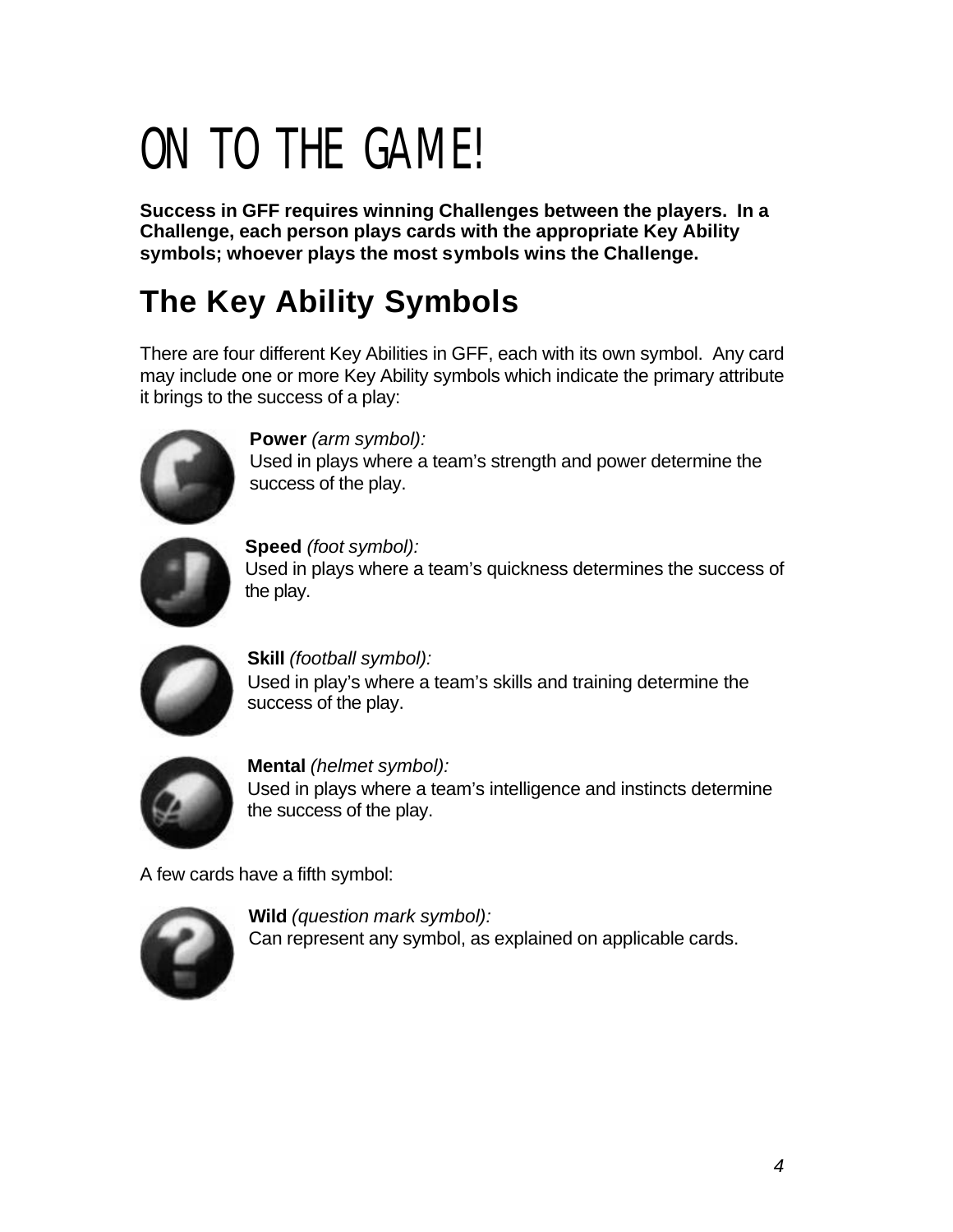# ON TO THE GAME!

**Success in GFF requires winning Challenges between the players. In a Challenge, each person plays cards with the appropriate Key Ability symbols; whoever plays the most symbols wins the Challenge.**

## The Key Ability Symbols

There are four different Key Abilities in GFF, each with its own symbol. Any card may include one or more Key Ability symbols which indicate the primary attribute it brings to the success of a play:

**Power** *(arm symbol):*
Used in plays where a team's strength and power determine the success of the play.

**Speed** *(foot symbol):*
Used in plays where a team's quickness determines the success of the play.

**Skill** *(football symbol):*
Used in play's where a team's skills and training determine the success of the play.

**Mental** *(helmet symbol):*
Used in plays where a team's intelligence and instincts determine the success of the play.

A few cards have a fifth symbol:

**Wild** *(question mark symbol):*
Can represent any symbol, as explained on applicable cards.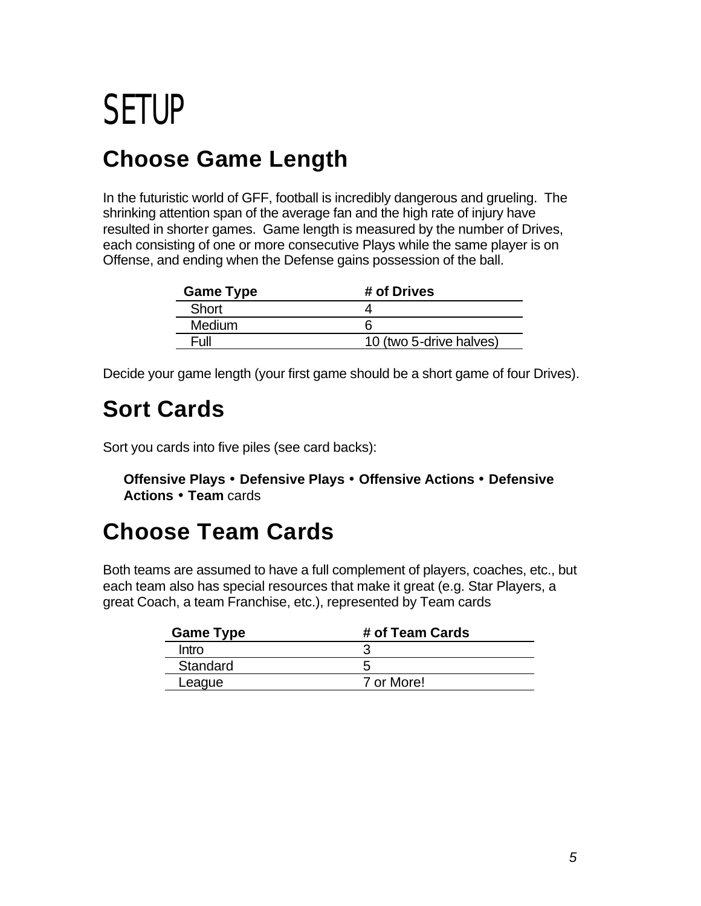# SETUP

## Choose Game Length

In the futuristic world of GFF, football is incredibly dangerous and grueling. The shrinking attention span of the average fan and the high rate of injury have resulted in shorter games. Game length is measured by the number of Drives, each consisting of one or more consecutive Plays while the same player is on Offense, and ending when the Defense gains possession of the ball.

| Game Type | # of Drives |
|---|---|
| Short | 4 |
| Medium | 6 |
| Full | 10 (two 5-drive halves) |

Decide your game length (your first game should be a short game of four Drives).

## Sort Cards

Sort you cards into five piles (see card backs):

**Offensive Plays** • **Defensive Plays** • **Offensive Actions** • **Defensive Actions** • **Team** cards

## Choose Team Cards

Both teams are assumed to have a full complement of players, coaches, etc., but each team also has special resources that make it great (e.g. Star Players, a great Coach, a team Franchise, etc.), represented by Team cards

| Game Type | # of Team Cards |
|---|---|
| Intro | 3 |
| Standard | 5 |
| League | 7 or More! |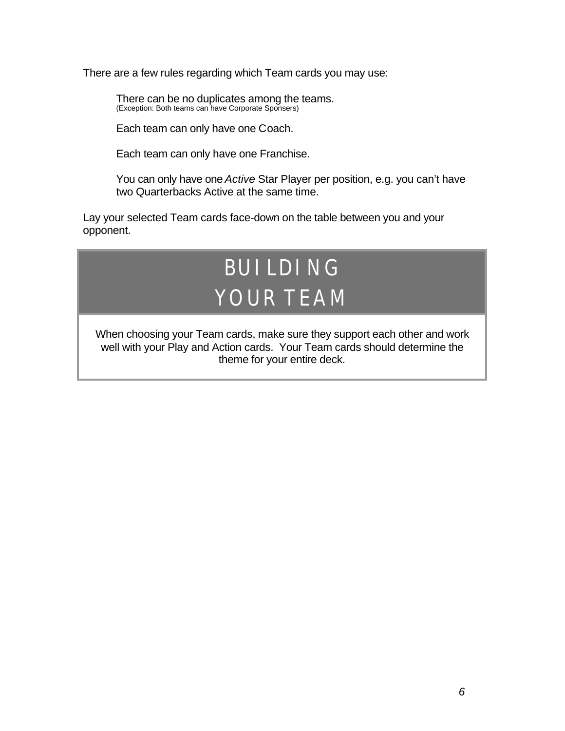There are a few rules regarding which Team cards you may use:

- There can be no duplicates among the teams.
  (Exception: Both teams can have Corporate Sponsers)
- Each team can only have one Coach.
- Each team can only have one Franchise.
- You can only have one *Active* Star Player per position, e.g. you can't have two Quarterbacks Active at the same time.

Lay your selected Team cards face-down on the table between you and your opponent.

## BUILDING YOUR TEAM

When choosing your Team cards, make sure they support each other and work well with your Play and Action cards. Your Team cards should determine the theme for your entire deck.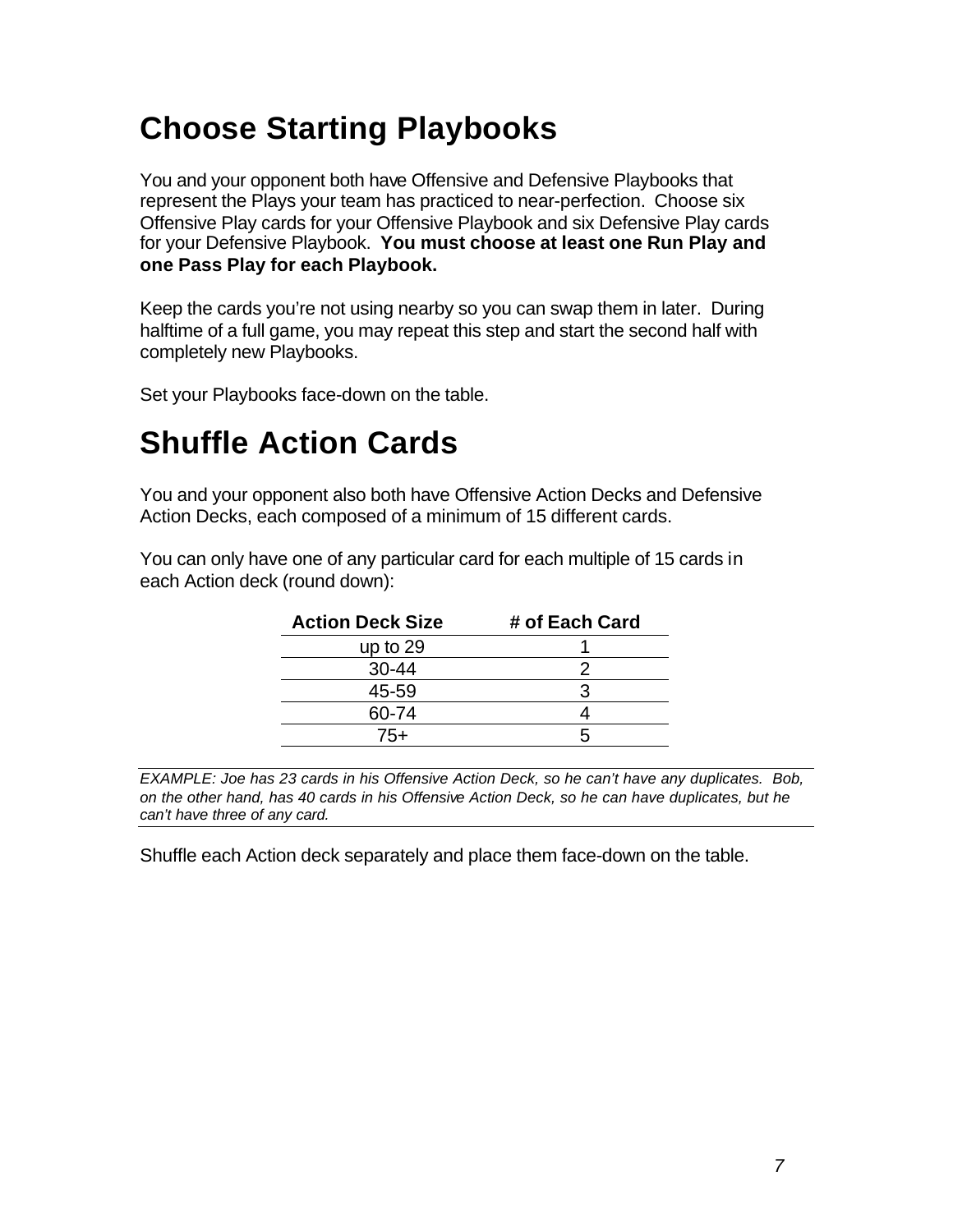# Choose Starting Playbooks

You and your opponent both have Offensive and Defensive Playbooks that represent the Plays your team has practiced to near-perfection. Choose six Offensive Play cards for your Offensive Playbook and six Defensive Play cards for your Defensive Playbook. **You must choose at least one Run Play and one Pass Play for each Playbook.**

Keep the cards you're not using nearby so you can swap them in later. During halftime of a full game, you may repeat this step and start the second half with completely new Playbooks.

Set your Playbooks face-down on the table.

# Shuffle Action Cards

You and your opponent also both have Offensive Action Decks and Defensive Action Decks, each composed of a minimum of 15 different cards.

You can only have one of any particular card for each multiple of 15 cards in each Action deck (round down):

| Action Deck Size | # of Each Card |
|---|---|
| up to 29 | 1 |
| 30-44 | 2 |
| 45-59 | 3 |
| 60-74 | 4 |
| 75+ | 5 |

*EXAMPLE: Joe has 23 cards in his Offensive Action Deck, so he can't have any duplicates. Bob, on the other hand, has 40 cards in his Offensive Action Deck, so he can have duplicates, but he can't have three of any card.*

Shuffle each Action deck separately and place them face-down on the table.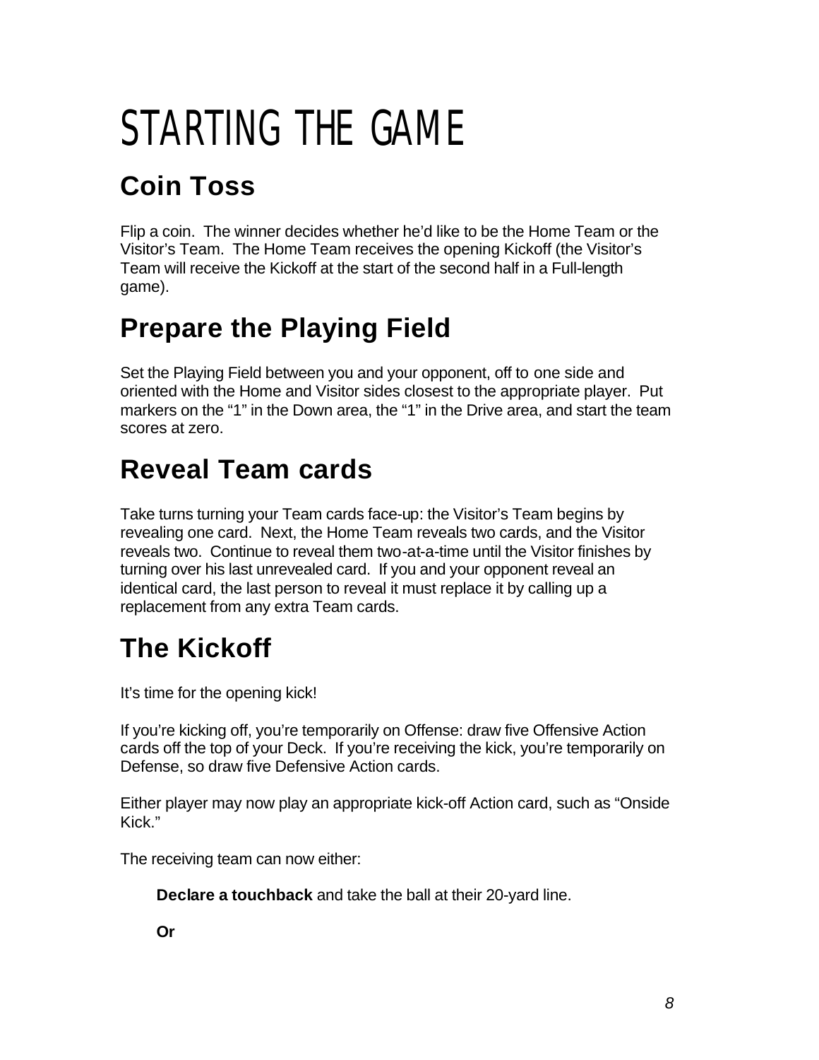# STARTING THE GAME

## Coin Toss

Flip a coin. The winner decides whether he'd like to be the Home Team or the Visitor's Team. The Home Team receives the opening Kickoff (the Visitor's Team will receive the Kickoff at the start of the second half in a Full-length game).

## Prepare the Playing Field

Set the Playing Field between you and your opponent, off to one side and oriented with the Home and Visitor sides closest to the appropriate player. Put markers on the "1" in the Down area, the "1" in the Drive area, and start the team scores at zero.

## Reveal Team cards

Take turns turning your Team cards face-up: the Visitor's Team begins by revealing one card. Next, the Home Team reveals two cards, and the Visitor reveals two. Continue to reveal them two-at-a-time until the Visitor finishes by turning over his last unrevealed card. If you and your opponent reveal an identical card, the last person to reveal it must replace it by calling up a replacement from any extra Team cards.

## The Kickoff

It's time for the opening kick!

If you're kicking off, you're temporarily on Offense: draw five Offensive Action cards off the top of your Deck. If you're receiving the kick, you're temporarily on Defense, so draw five Defensive Action cards.

Either player may now play an appropriate kick-off Action card, such as "Onside Kick."

The receiving team can now either:

> **Declare a touchback** and take the ball at their 20-yard line.
>
> **Or**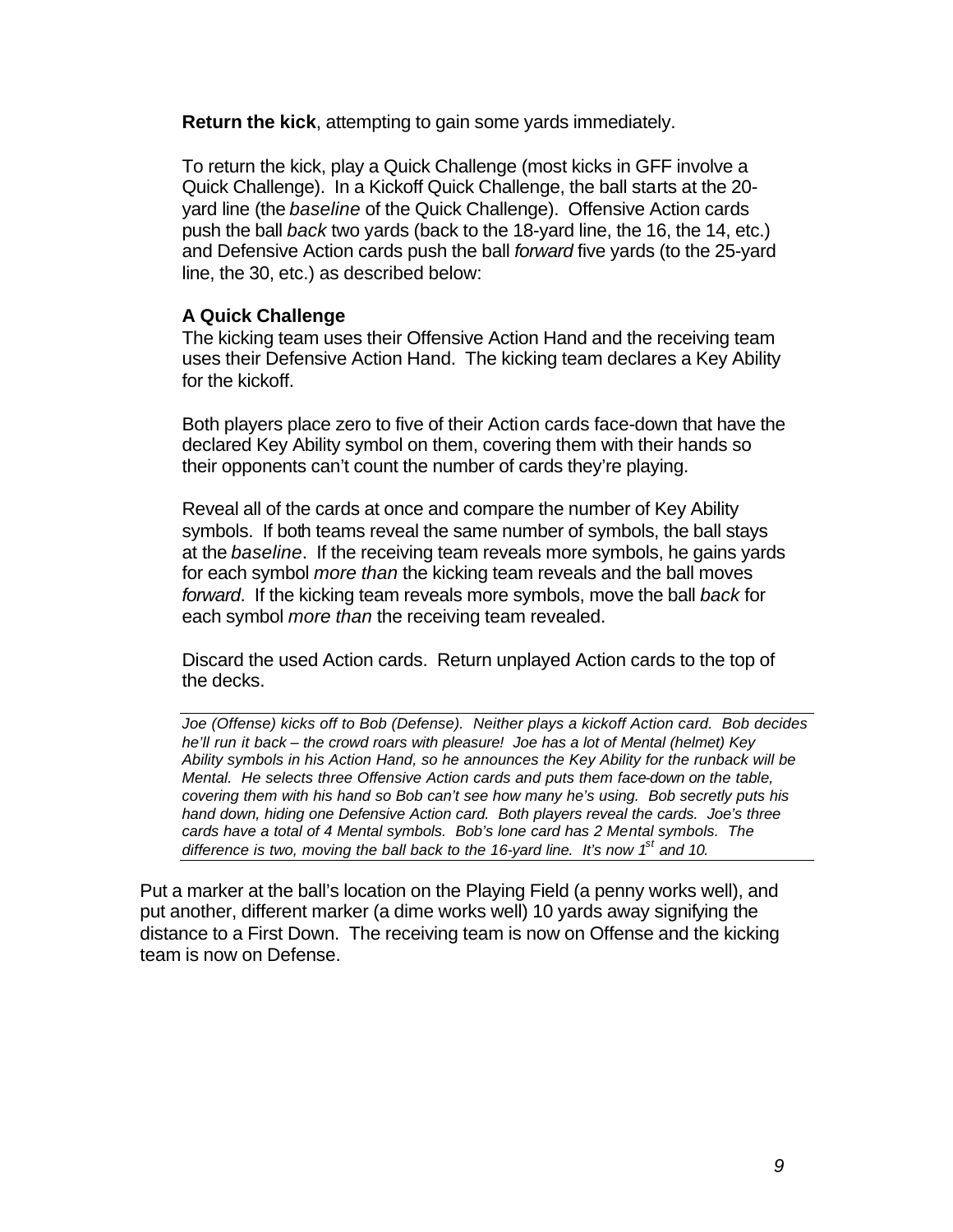**Return the kick**, attempting to gain some yards immediately.

To return the kick, play a Quick Challenge (most kicks in GFF involve a Quick Challenge). In a Kickoff Quick Challenge, the ball starts at the 20-yard line (the *baseline* of the Quick Challenge). Offensive Action cards push the ball *back* two yards (back to the 18-yard line, the 16, the 14, etc.) and Defensive Action cards push the ball *forward* five yards (to the 25-yard line, the 30, etc.) as described below:

**A Quick Challenge**

The kicking team uses their Offensive Action Hand and the receiving team uses their Defensive Action Hand. The kicking team declares a Key Ability for the kickoff.

Both players place zero to five of their Action cards face-down that have the declared Key Ability symbol on them, covering them with their hands so their opponents can't count the number of cards they're playing.

Reveal all of the cards at once and compare the number of Key Ability symbols. If both teams reveal the same number of symbols, the ball stays at the *baseline*. If the receiving team reveals more symbols, he gains yards for each symbol *more than* the kicking team reveals and the ball moves *forward*. If the kicking team reveals more symbols, move the ball *back* for each symbol *more than* the receiving team revealed.

Discard the used Action cards. Return unplayed Action cards to the top of the decks.

---

*Joe (Offense) kicks off to Bob (Defense). Neither plays a kickoff Action card. Bob decides he'll run it back – the crowd roars with pleasure! Joe has a lot of Mental (helmet) Key Ability symbols in his Action Hand, so he announces the Key Ability for the runback will be Mental. He selects three Offensive Action cards and puts them face-down on the table, covering them with his hand so Bob can't see how many he's using. Bob secretly puts his hand down, hiding one Defensive Action card. Both players reveal the cards. Joe's three cards have a total of 4 Mental symbols. Bob's lone card has 2 Mental symbols. The difference is two, moving the ball back to the 16-yard line. It's now 1st and 10.*

---

Put a marker at the ball's location on the Playing Field (a penny works well), and put another, different marker (a dime works well) 10 yards away signifying the distance to a First Down. The receiving team is now on Offense and the kicking team is now on Defense.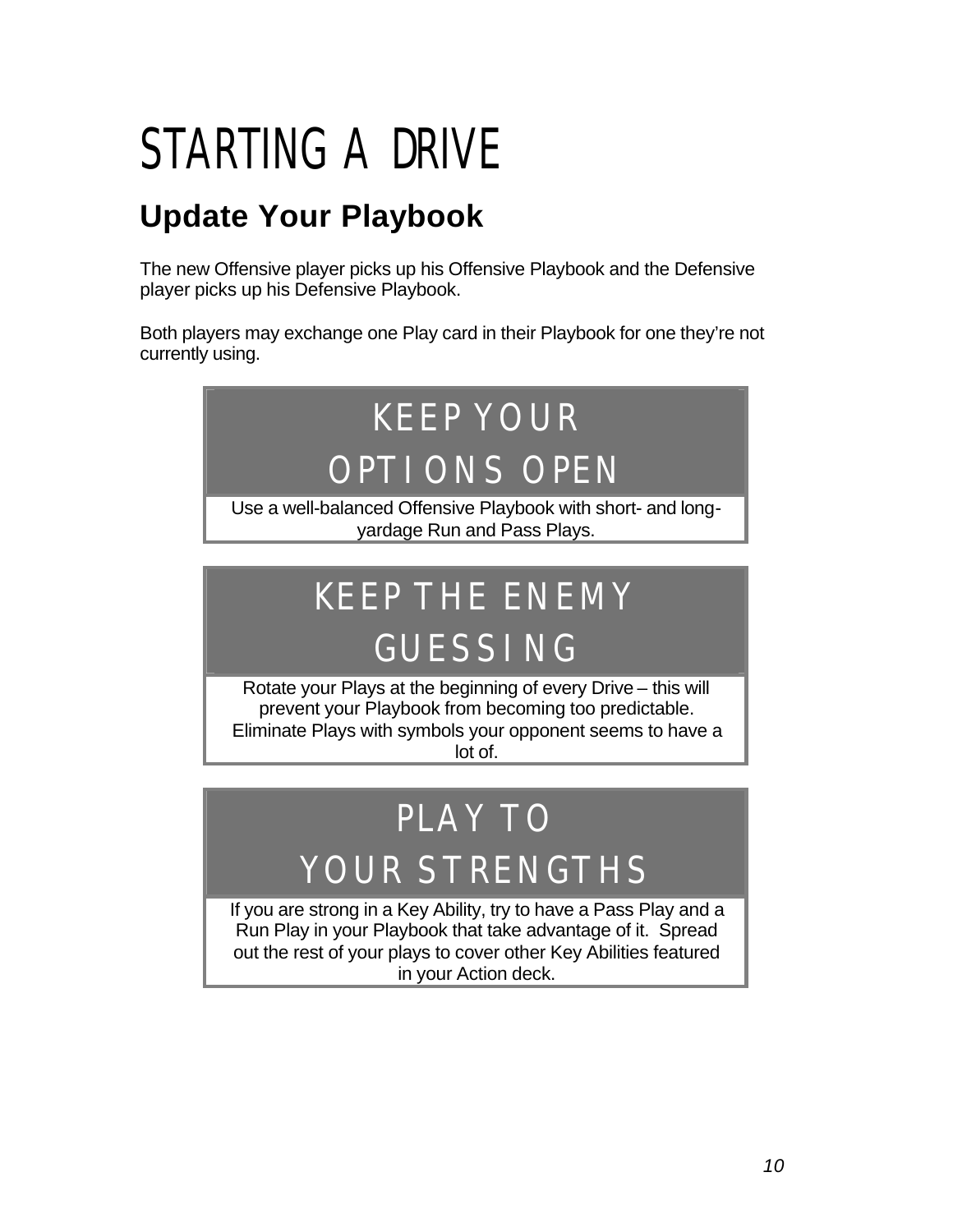# STARTING A DRIVE

## Update Your Playbook

The new Offensive player picks up his Offensive Playbook and the Defensive player picks up his Defensive Playbook.

Both players may exchange one Play card in their Playbook for one they're not currently using.

### KEEP YOUR OPTIONS OPEN

Use a well-balanced Offensive Playbook with short- and long-yardage Run and Pass Plays.

### KEEP THE ENEMY GUESSING

Rotate your Plays at the beginning of every Drive – this will prevent your Playbook from becoming too predictable. Eliminate Plays with symbols your opponent seems to have a lot of.

### PLAY TO YOUR STRENGTHS

If you are strong in a Key Ability, try to have a Pass Play and a Run Play in your Playbook that take advantage of it. Spread out the rest of your plays to cover other Key Abilities featured in your Action deck.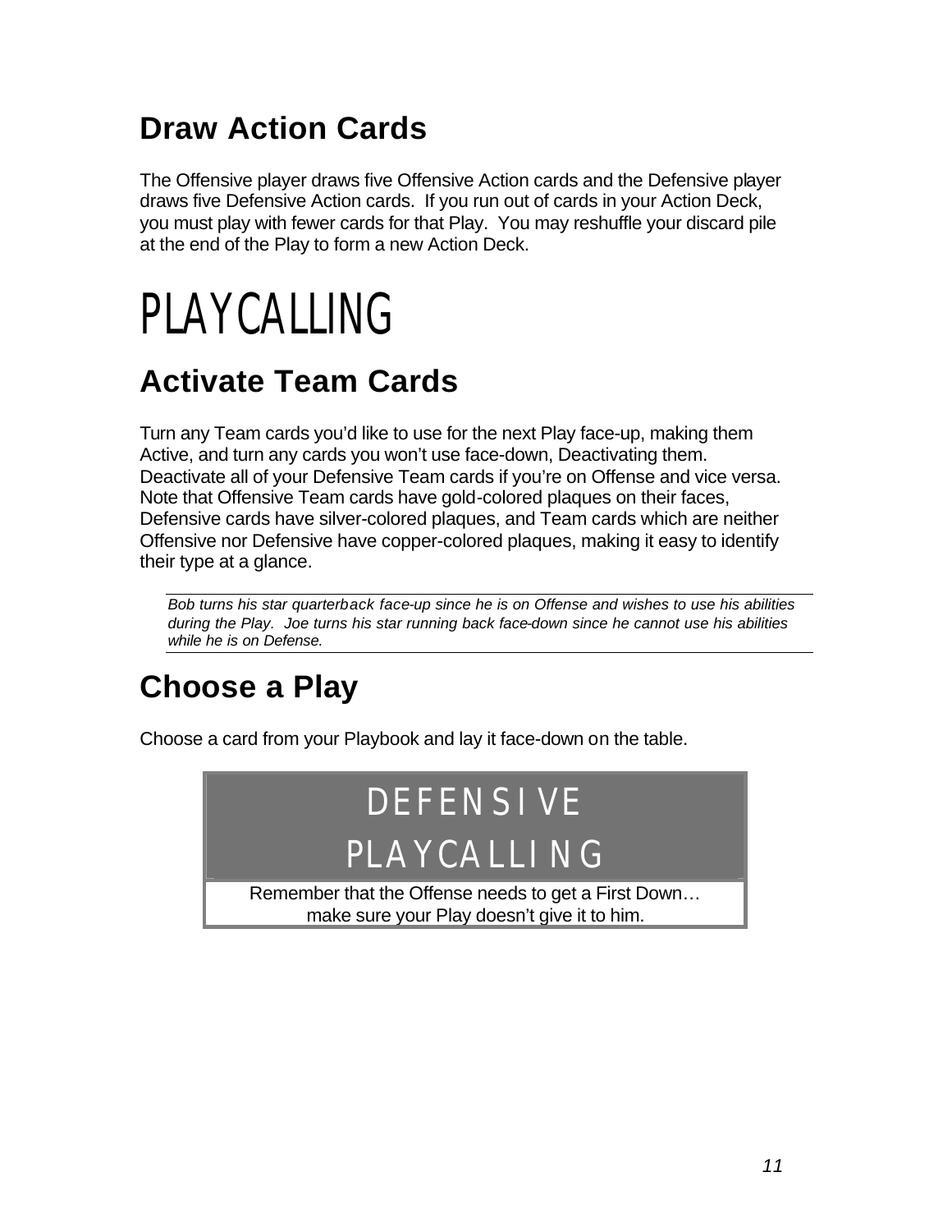## Draw Action Cards

The Offensive player draws five Offensive Action cards and the Defensive player draws five Defensive Action cards. If you run out of cards in your Action Deck, you must play with fewer cards for that Play. You may reshuffle your discard pile at the end of the Play to form a new Action Deck.

# PLAYCALLING

## Activate Team Cards

Turn any Team cards you'd like to use for the next Play face-up, making them Active, and turn any cards you won't use face-down, Deactivating them. Deactivate all of your Defensive Team cards if you're on Offense and vice versa. Note that Offensive Team cards have gold-colored plaques on their faces, Defensive cards have silver-colored plaques, and Team cards which are neither Offensive nor Defensive have copper-colored plaques, making it easy to identify their type at a glance.

*Bob turns his star quarterback face-up since he is on Offense and wishes to use his abilities during the Play. Joe turns his star running back face-down since he cannot use his abilities while he is on Defense.*

## Choose a Play

Choose a card from your Playbook and lay it face-down on the table.

**DEFENSIVE PLAYCALLING**

Remember that the Offense needs to get a First Down… make sure your Play doesn't give it to him.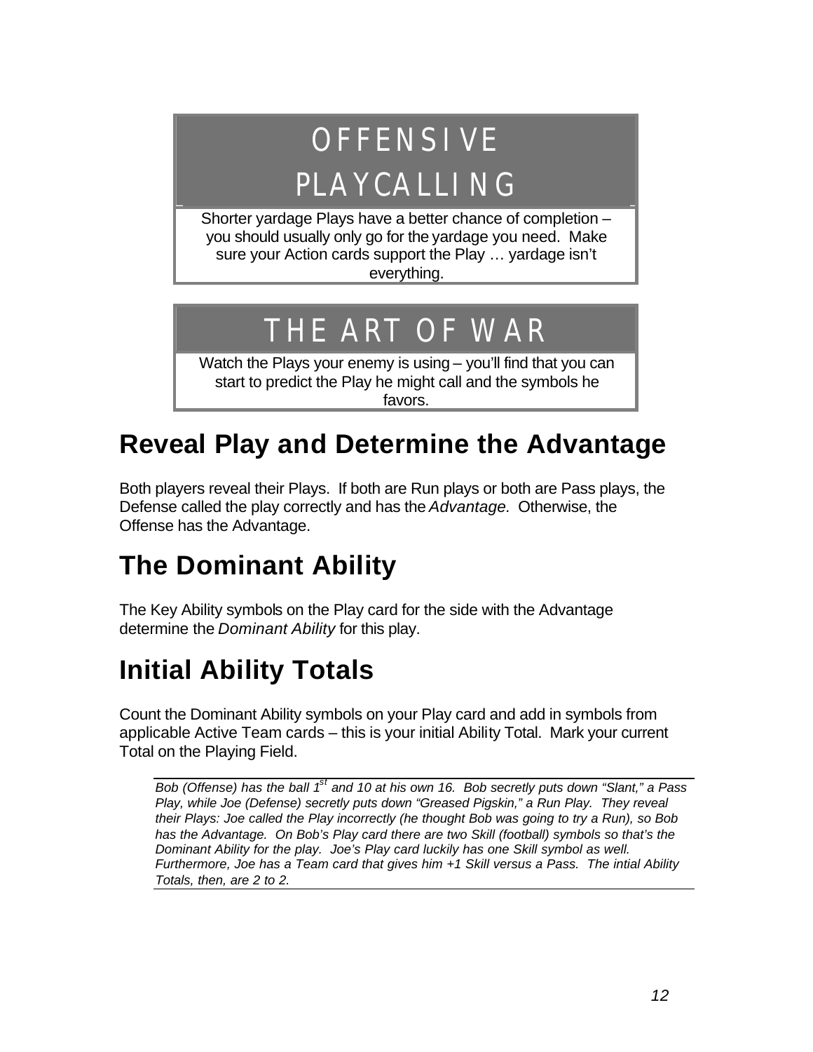## OFFENSIVE PLAYCALLING

Shorter yardage Plays have a better chance of completion – you should usually only go for the yardage you need. Make sure your Action cards support the Play … yardage isn't everything.

## THE ART OF WAR

Watch the Plays your enemy is using – you'll find that you can start to predict the Play he might call and the symbols he favors.

# Reveal Play and Determine the Advantage

Both players reveal their Plays. If both are Run plays or both are Pass plays, the Defense called the play correctly and has the *Advantage.* Otherwise, the Offense has the Advantage.

# The Dominant Ability

The Key Ability symbols on the Play card for the side with the Advantage determine the *Dominant Ability* for this play.

# Initial Ability Totals

Count the Dominant Ability symbols on your Play card and add in symbols from applicable Active Team cards – this is your initial Ability Total. Mark your current Total on the Playing Field.

---

*Bob (Offense) has the ball 1st and 10 at his own 16. Bob secretly puts down "Slant," a Pass Play, while Joe (Defense) secretly puts down "Greased Pigskin," a Run Play. They reveal their Plays: Joe called the Play incorrectly (he thought Bob was going to try a Run), so Bob has the Advantage. On Bob's Play card there are two Skill (football) symbols so that's the Dominant Ability for the play. Joe's Play card luckily has one Skill symbol as well. Furthermore, Joe has a Team card that gives him +1 Skill versus a Pass. The intial Ability Totals, then, are 2 to 2.*

---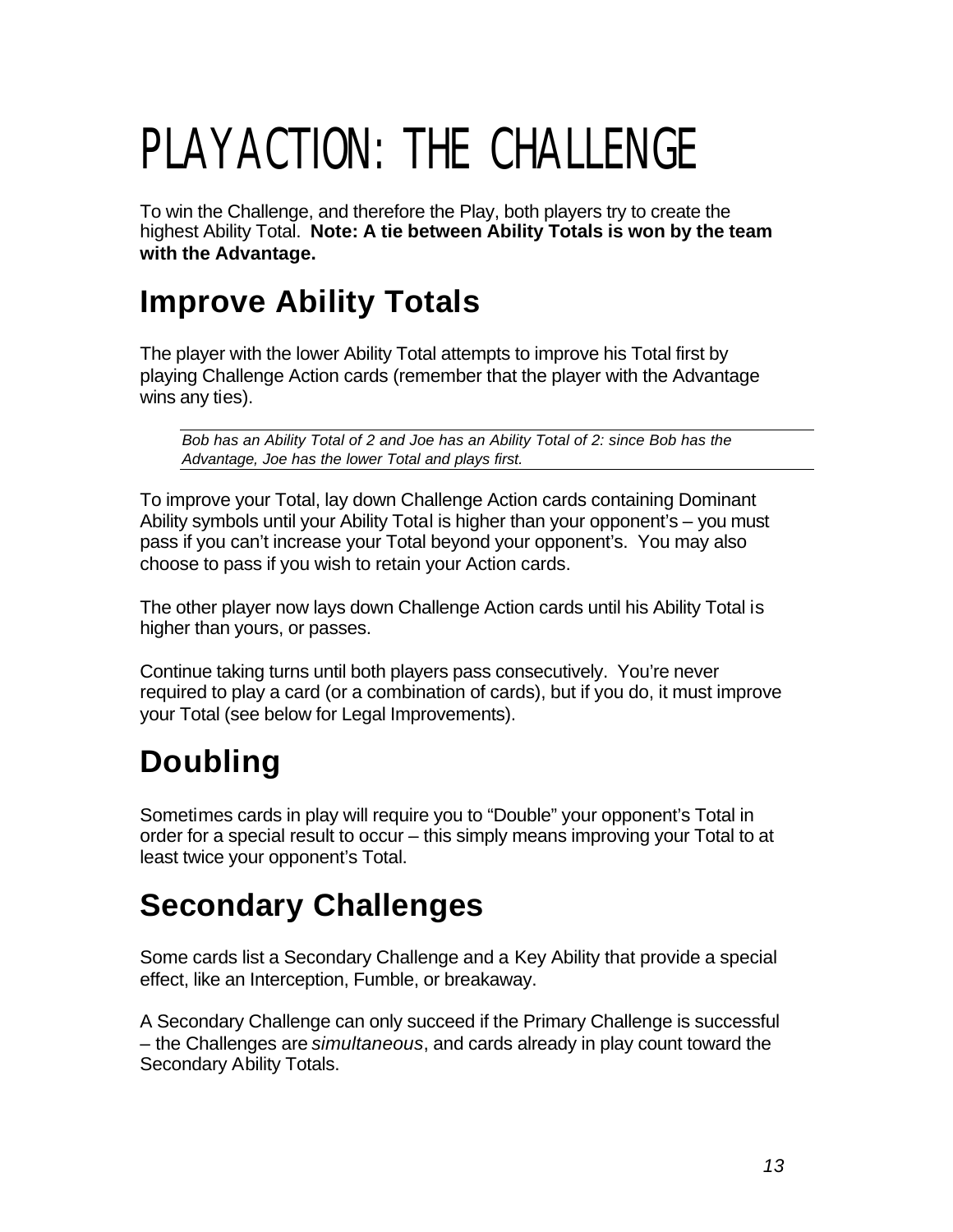# PLAYACTION: THE CHALLENGE

To win the Challenge, and therefore the Play, both players try to create the highest Ability Total. **Note: A tie between Ability Totals is won by the team with the Advantage.**

## Improve Ability Totals

The player with the lower Ability Total attempts to improve his Total first by playing Challenge Action cards (remember that the player with the Advantage wins any ties).

*Bob has an Ability Total of 2 and Joe has an Ability Total of 2: since Bob has the Advantage, Joe has the lower Total and plays first.*

To improve your Total, lay down Challenge Action cards containing Dominant Ability symbols until your Ability Total is higher than your opponent's – you must pass if you can't increase your Total beyond your opponent's. You may also choose to pass if you wish to retain your Action cards.

The other player now lays down Challenge Action cards until his Ability Total is higher than yours, or passes.

Continue taking turns until both players pass consecutively. You're never required to play a card (or a combination of cards), but if you do, it must improve your Total (see below for Legal Improvements).

## Doubling

Sometimes cards in play will require you to "Double" your opponent's Total in order for a special result to occur – this simply means improving your Total to at least twice your opponent's Total.

## Secondary Challenges

Some cards list a Secondary Challenge and a Key Ability that provide a special effect, like an Interception, Fumble, or breakaway.

A Secondary Challenge can only succeed if the Primary Challenge is successful – the Challenges are *simultaneous*, and cards already in play count toward the Secondary Ability Totals.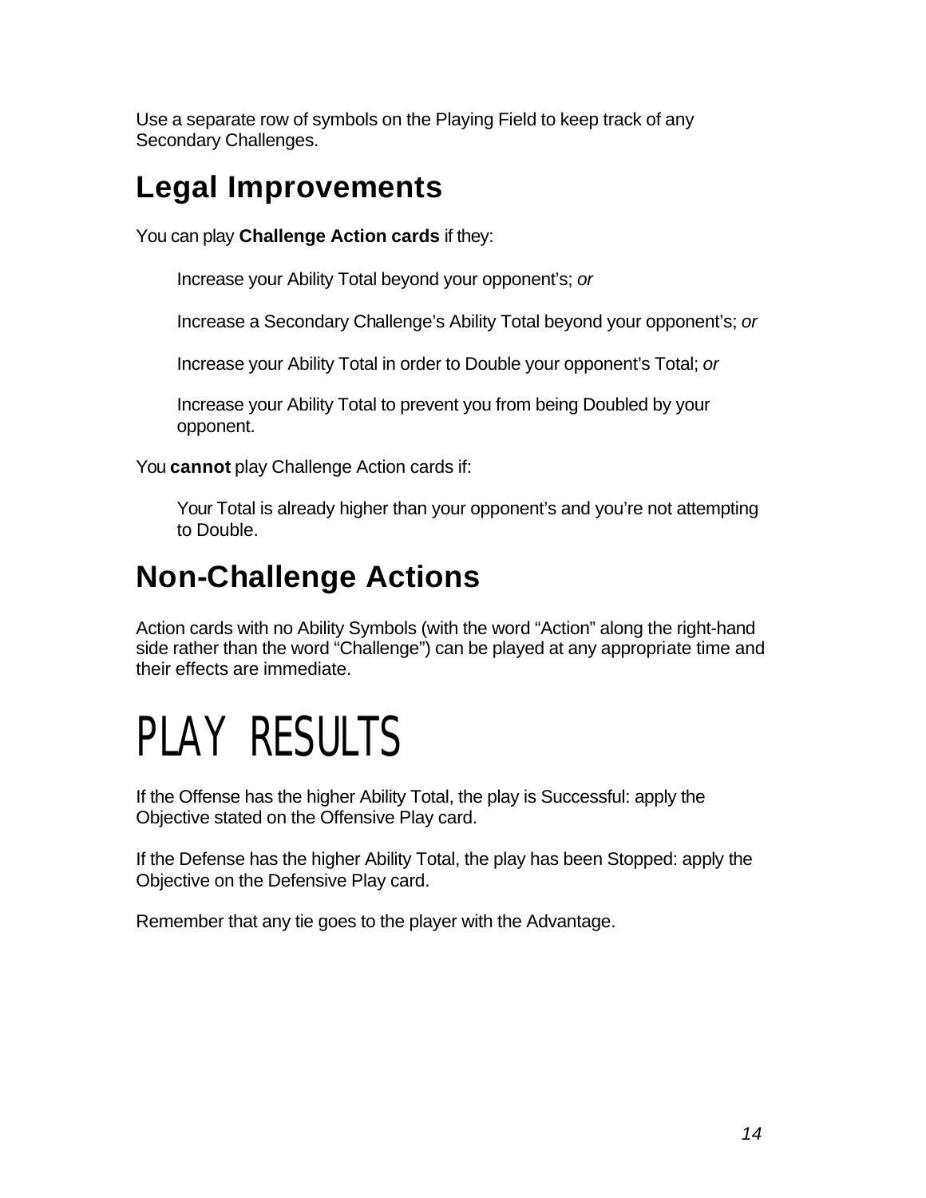Use a separate row of symbols on the Playing Field to keep track of any Secondary Challenges.

## Legal Improvements

You can play **Challenge Action cards** if they:

> Increase your Ability Total beyond your opponent's; *or*
>
> Increase a Secondary Challenge's Ability Total beyond your opponent's; *or*
>
> Increase your Ability Total in order to Double your opponent's Total; *or*
>
> Increase your Ability Total to prevent you from being Doubled by your opponent.

You **cannot** play Challenge Action cards if:

> Your Total is already higher than your opponent's and you're not attempting to Double.

## Non-Challenge Actions

Action cards with no Ability Symbols (with the word "Action" along the right-hand side rather than the word "Challenge") can be played at any appropriate time and their effects are immediate.

# PLAY RESULTS

If the Offense has the higher Ability Total, the play is Successful: apply the Objective stated on the Offensive Play card.

If the Defense has the higher Ability Total, the play has been Stopped: apply the Objective on the Defensive Play card.

Remember that any tie goes to the player with the Advantage.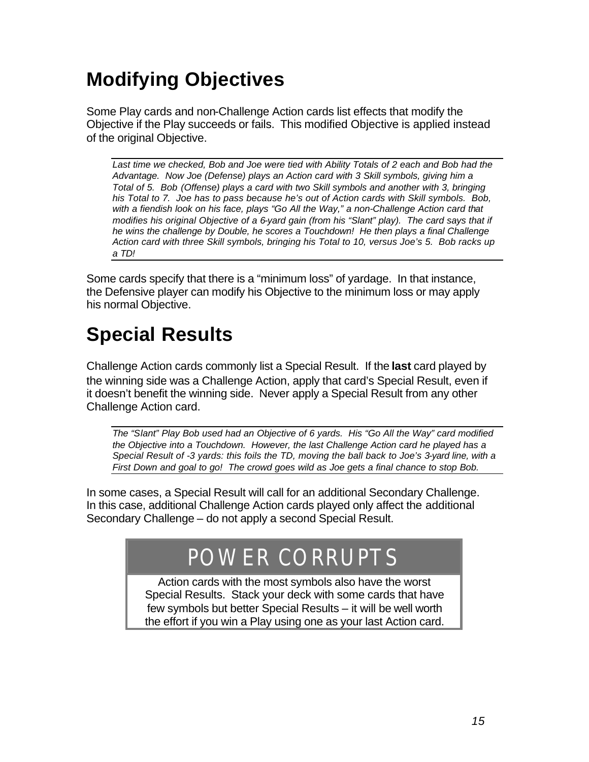# Modifying Objectives

Some Play cards and non-Challenge Action cards list effects that modify the Objective if the Play succeeds or fails. This modified Objective is applied instead of the original Objective.

---

*Last time we checked, Bob and Joe were tied with Ability Totals of 2 each and Bob had the Advantage. Now Joe (Defense) plays an Action card with 3 Skill symbols, giving him a Total of 5. Bob (Offense) plays a card with two Skill symbols and another with 3, bringing his Total to 7. Joe has to pass because he's out of Action cards with Skill symbols. Bob, with a fiendish look on his face, plays "Go All the Way," a non-Challenge Action card that modifies his original Objective of a 6-yard gain (from his "Slant" play). The card says that if he wins the challenge by Double, he scores a Touchdown! He then plays a final Challenge Action card with three Skill symbols, bringing his Total to 10, versus Joe's 5. Bob racks up a TD!*

---

Some cards specify that there is a "minimum loss" of yardage. In that instance, the Defensive player can modify his Objective to the minimum loss or may apply his normal Objective.

# Special Results

Challenge Action cards commonly list a Special Result. If the **last** card played by the winning side was a Challenge Action, apply that card's Special Result, even if it doesn't benefit the winning side. Never apply a Special Result from any other Challenge Action card.

---

*The "Slant" Play Bob used had an Objective of 6 yards. His "Go All the Way" card modified the Objective into a Touchdown. However, the last Challenge Action card he played has a Special Result of -3 yards: this foils the TD, moving the ball back to Joe's 3-yard line, with a First Down and goal to go! The crowd goes wild as Joe gets a final chance to stop Bob.*

---

In some cases, a Special Result will call for an additional Secondary Challenge. In this case, additional Challenge Action cards played only affect the additional Secondary Challenge – do not apply a second Special Result.

## POWER CORRUPTS

Action cards with the most symbols also have the worst Special Results. Stack your deck with some cards that have few symbols but better Special Results – it will be well worth the effort if you win a Play using one as your last Action card.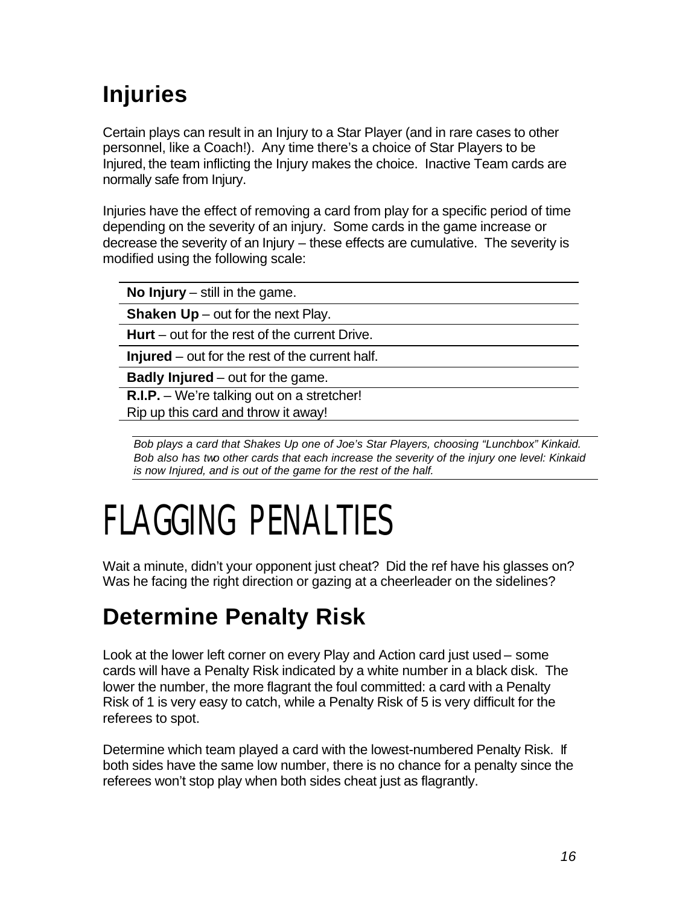## Injuries

Certain plays can result in an Injury to a Star Player (and in rare cases to other personnel, like a Coach!). Any time there's a choice of Star Players to be Injured, the team inflicting the Injury makes the choice. Inactive Team cards are normally safe from Injury.

Injuries have the effect of removing a card from play for a specific period of time depending on the severity of an injury. Some cards in the game increase or decrease the severity of an Injury – these effects are cumulative. The severity is modified using the following scale:

**No Injury** – still in the game.

**Shaken Up** – out for the next Play.

**Hurt** – out for the rest of the current Drive.

**Injured** – out for the rest of the current half.

**Badly Injured** – out for the game.

**R.I.P.** – We're talking out on a stretcher!
Rip up this card and throw it away!

*Bob plays a card that Shakes Up one of Joe's Star Players, choosing "Lunchbox" Kinkaid. Bob also has two other cards that each increase the severity of the injury one level: Kinkaid is now Injured, and is out of the game for the rest of the half.*

# FLAGGING PENALTIES

Wait a minute, didn't your opponent just cheat? Did the ref have his glasses on? Was he facing the right direction or gazing at a cheerleader on the sidelines?

## Determine Penalty Risk

Look at the lower left corner on every Play and Action card just used – some cards will have a Penalty Risk indicated by a white number in a black disk. The lower the number, the more flagrant the foul committed: a card with a Penalty Risk of 1 is very easy to catch, while a Penalty Risk of 5 is very difficult for the referees to spot.

Determine which team played a card with the lowest-numbered Penalty Risk. If both sides have the same low number, there is no chance for a penalty since the referees won't stop play when both sides cheat just as flagrantly.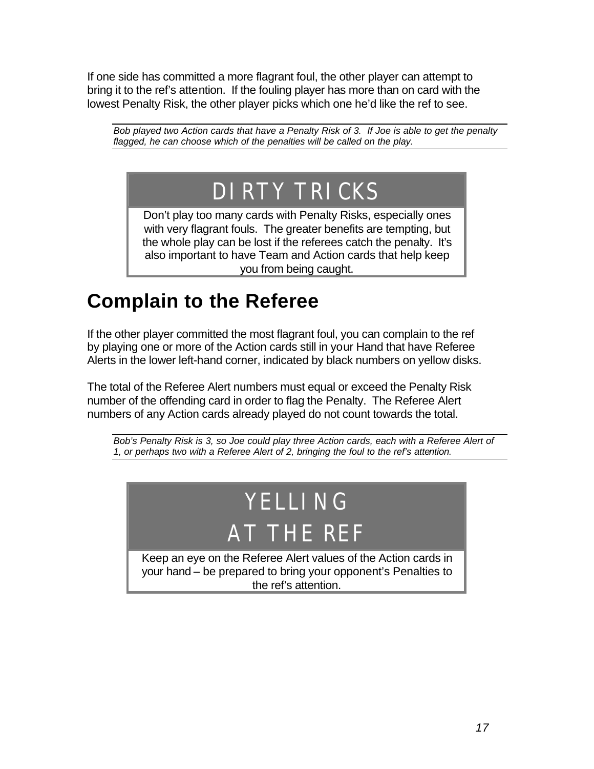If one side has committed a more flagrant foul, the other player can attempt to bring it to the ref's attention. If the fouling player has more than on card with the lowest Penalty Risk, the other player picks which one he'd like the ref to see.

*Bob played two Action cards that have a Penalty Risk of 3. If Joe is able to get the penalty flagged, he can choose which of the penalties will be called on the play.*

### DIRTY TRICKS

Don't play too many cards with Penalty Risks, especially ones with very flagrant fouls. The greater benefits are tempting, but the whole play can be lost if the referees catch the penalty. It's also important to have Team and Action cards that help keep you from being caught.

## Complain to the Referee

If the other player committed the most flagrant foul, you can complain to the ref by playing one or more of the Action cards still in your Hand that have Referee Alerts in the lower left-hand corner, indicated by black numbers on yellow disks.

The total of the Referee Alert numbers must equal or exceed the Penalty Risk number of the offending card in order to flag the Penalty. The Referee Alert numbers of any Action cards already played do not count towards the total.

*Bob's Penalty Risk is 3, so Joe could play three Action cards, each with a Referee Alert of 1, or perhaps two with a Referee Alert of 2, bringing the foul to the ref's attention.*

### YELLING AT THE REF

Keep an eye on the Referee Alert values of the Action cards in your hand – be prepared to bring your opponent's Penalties to the ref's attention.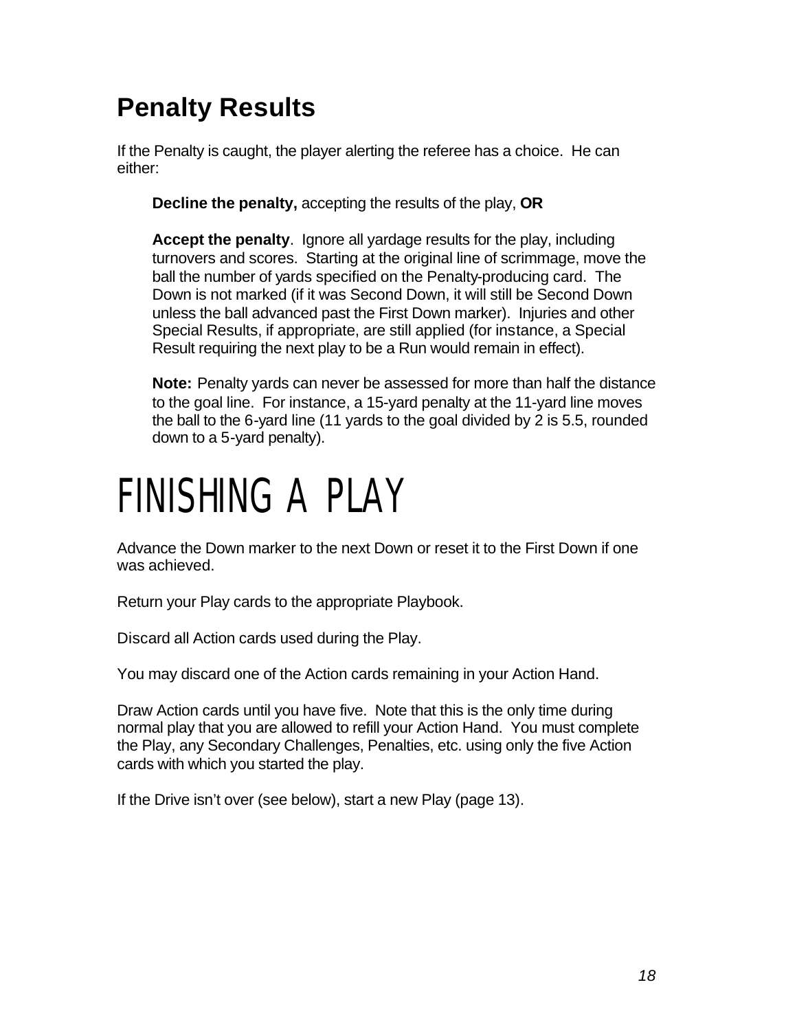## Penalty Results

If the Penalty is caught, the player alerting the referee has a choice. He can either:

> **Decline the penalty,** accepting the results of the play, **OR**
>
> **Accept the penalty**. Ignore all yardage results for the play, including turnovers and scores. Starting at the original line of scrimmage, move the ball the number of yards specified on the Penalty-producing card. The Down is not marked (if it was Second Down, it will still be Second Down unless the ball advanced past the First Down marker). Injuries and other Special Results, if appropriate, are still applied (for instance, a Special Result requiring the next play to be a Run would remain in effect).
>
> **Note:** Penalty yards can never be assessed for more than half the distance to the goal line. For instance, a 15-yard penalty at the 11-yard line moves the ball to the 6-yard line (11 yards to the goal divided by 2 is 5.5, rounded down to a 5-yard penalty).

# FINISHING A PLAY

Advance the Down marker to the next Down or reset it to the First Down if one was achieved.

Return your Play cards to the appropriate Playbook.

Discard all Action cards used during the Play.

You may discard one of the Action cards remaining in your Action Hand.

Draw Action cards until you have five. Note that this is the only time during normal play that you are allowed to refill your Action Hand. You must complete the Play, any Secondary Challenges, Penalties, etc. using only the five Action cards with which you started the play.

If the Drive isn't over (see below), start a new Play (page 13).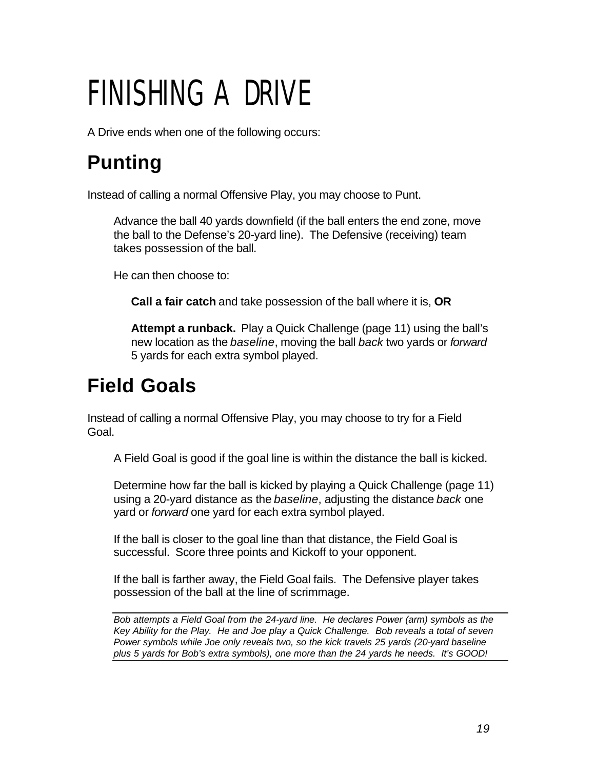# FINISHING A DRIVE

A Drive ends when one of the following occurs:

## Punting

Instead of calling a normal Offensive Play, you may choose to Punt.

Advance the ball 40 yards downfield (if the ball enters the end zone, move the ball to the Defense's 20-yard line). The Defensive (receiving) team takes possession of the ball.

He can then choose to:

**Call a fair catch** and take possession of the ball where it is, **OR**

**Attempt a runback.** Play a Quick Challenge (page 11) using the ball's new location as the *baseline*, moving the ball *back* two yards or *forward* 5 yards for each extra symbol played.

## Field Goals

Instead of calling a normal Offensive Play, you may choose to try for a Field Goal.

A Field Goal is good if the goal line is within the distance the ball is kicked.

Determine how far the ball is kicked by playing a Quick Challenge (page 11) using a 20-yard distance as the *baseline*, adjusting the distance *back* one yard or *forward* one yard for each extra symbol played.

If the ball is closer to the goal line than that distance, the Field Goal is successful. Score three points and Kickoff to your opponent.

If the ball is farther away, the Field Goal fails. The Defensive player takes possession of the ball at the line of scrimmage.

---

*Bob attempts a Field Goal from the 24-yard line. He declares Power (arm) symbols as the Key Ability for the Play. He and Joe play a Quick Challenge. Bob reveals a total of seven Power symbols while Joe only reveals two, so the kick travels 25 yards (20-yard baseline plus 5 yards for Bob's extra symbols), one more than the 24 yards he needs. It's GOOD!*

---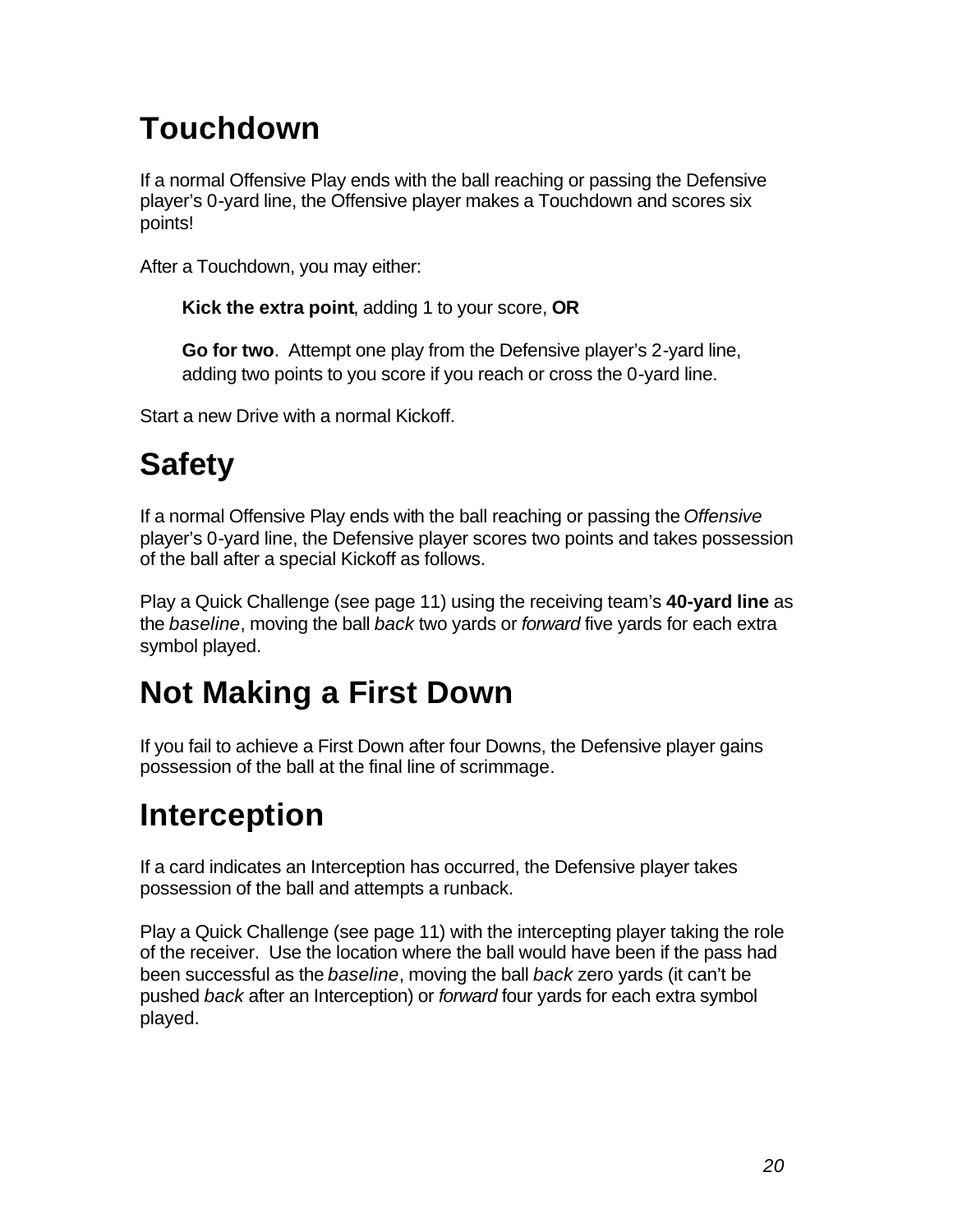# Touchdown

If a normal Offensive Play ends with the ball reaching or passing the Defensive player's 0-yard line, the Offensive player makes a Touchdown and scores six points!

After a Touchdown, you may either:

> **Kick the extra point**, adding 1 to your score, **OR**
>
> **Go for two**. Attempt one play from the Defensive player's 2-yard line, adding two points to you score if you reach or cross the 0-yard line.

Start a new Drive with a normal Kickoff.

# Safety

If a normal Offensive Play ends with the ball reaching or passing the *Offensive* player's 0-yard line, the Defensive player scores two points and takes possession of the ball after a special Kickoff as follows.

Play a Quick Challenge (see page 11) using the receiving team's **40-yard line** as the *baseline*, moving the ball *back* two yards or *forward* five yards for each extra symbol played.

# Not Making a First Down

If you fail to achieve a First Down after four Downs, the Defensive player gains possession of the ball at the final line of scrimmage.

# Interception

If a card indicates an Interception has occurred, the Defensive player takes possession of the ball and attempts a runback.

Play a Quick Challenge (see page 11) with the intercepting player taking the role of the receiver. Use the location where the ball would have been if the pass had been successful as the *baseline*, moving the ball *back* zero yards (it can't be pushed *back* after an Interception) or *forward* four yards for each extra symbol played.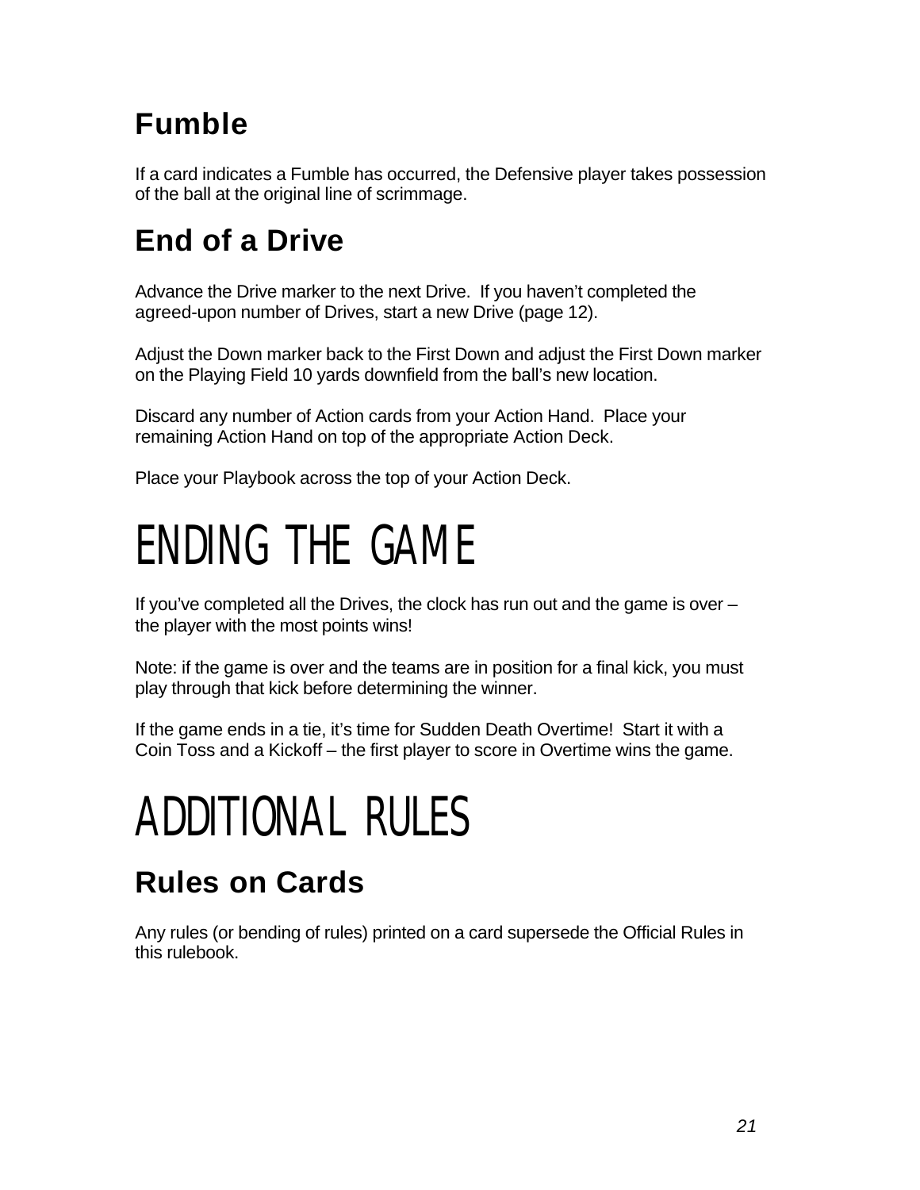## Fumble

If a card indicates a Fumble has occurred, the Defensive player takes possession of the ball at the original line of scrimmage.

## End of a Drive

Advance the Drive marker to the next Drive. If you haven't completed the agreed-upon number of Drives, start a new Drive (page 12).

Adjust the Down marker back to the First Down and adjust the First Down marker on the Playing Field 10 yards downfield from the ball's new location.

Discard any number of Action cards from your Action Hand. Place your remaining Action Hand on top of the appropriate Action Deck.

Place your Playbook across the top of your Action Deck.

# ENDING THE GAME

If you've completed all the Drives, the clock has run out and the game is over – the player with the most points wins!

Note: if the game is over and the teams are in position for a final kick, you must play through that kick before determining the winner.

If the game ends in a tie, it's time for Sudden Death Overtime! Start it with a Coin Toss and a Kickoff – the first player to score in Overtime wins the game.

# ADDITIONAL RULES

## Rules on Cards

Any rules (or bending of rules) printed on a card supersede the Official Rules in this rulebook.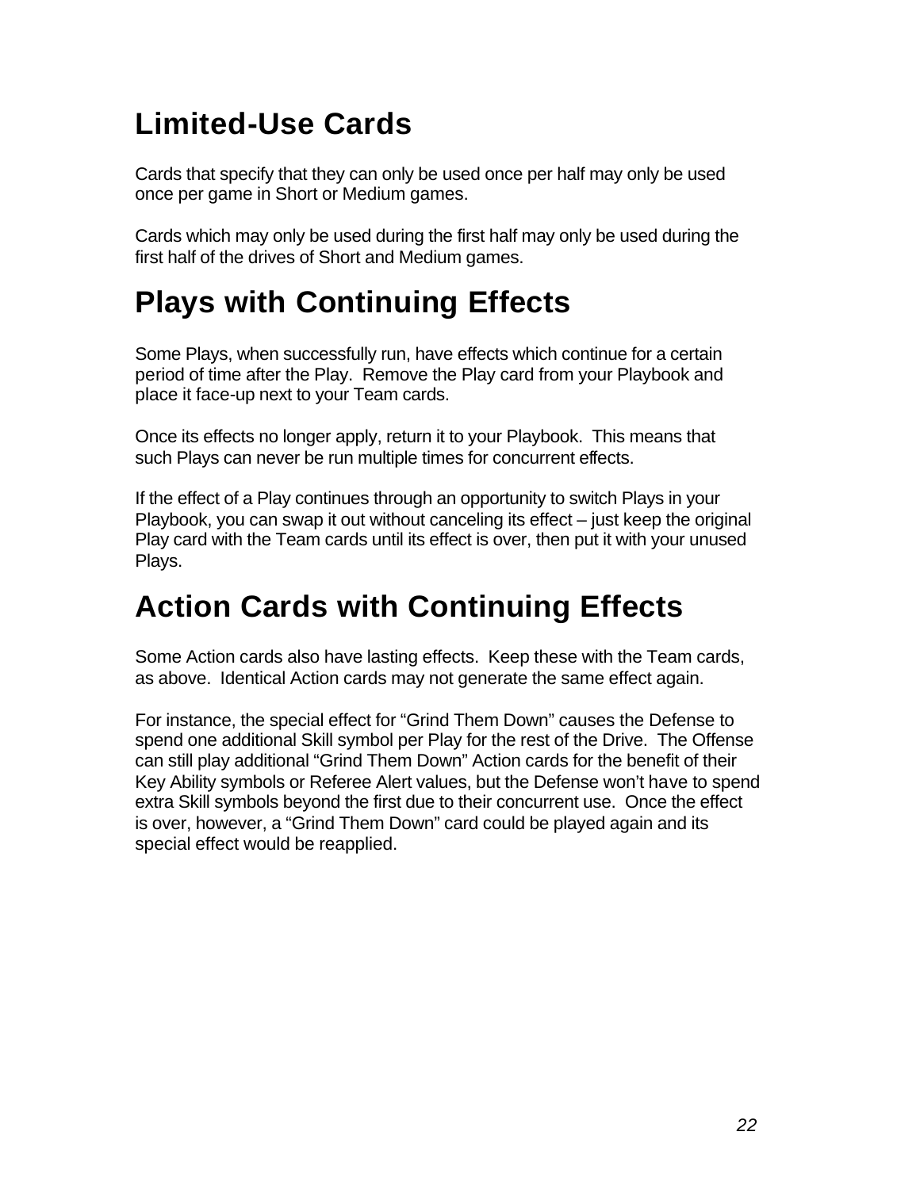## Limited-Use Cards

Cards that specify that they can only be used once per half may only be used once per game in Short or Medium games.

Cards which may only be used during the first half may only be used during the first half of the drives of Short and Medium games.

## Plays with Continuing Effects

Some Plays, when successfully run, have effects which continue for a certain period of time after the Play. Remove the Play card from your Playbook and place it face-up next to your Team cards.

Once its effects no longer apply, return it to your Playbook. This means that such Plays can never be run multiple times for concurrent effects.

If the effect of a Play continues through an opportunity to switch Plays in your Playbook, you can swap it out without canceling its effect – just keep the original Play card with the Team cards until its effect is over, then put it with your unused Plays.

## Action Cards with Continuing Effects

Some Action cards also have lasting effects. Keep these with the Team cards, as above. Identical Action cards may not generate the same effect again.

For instance, the special effect for "Grind Them Down" causes the Defense to spend one additional Skill symbol per Play for the rest of the Drive. The Offense can still play additional "Grind Them Down" Action cards for the benefit of their Key Ability symbols or Referee Alert values, but the Defense won't have to spend extra Skill symbols beyond the first due to their concurrent use. Once the effect is over, however, a "Grind Them Down" card could be played again and its special effect would be reapplied.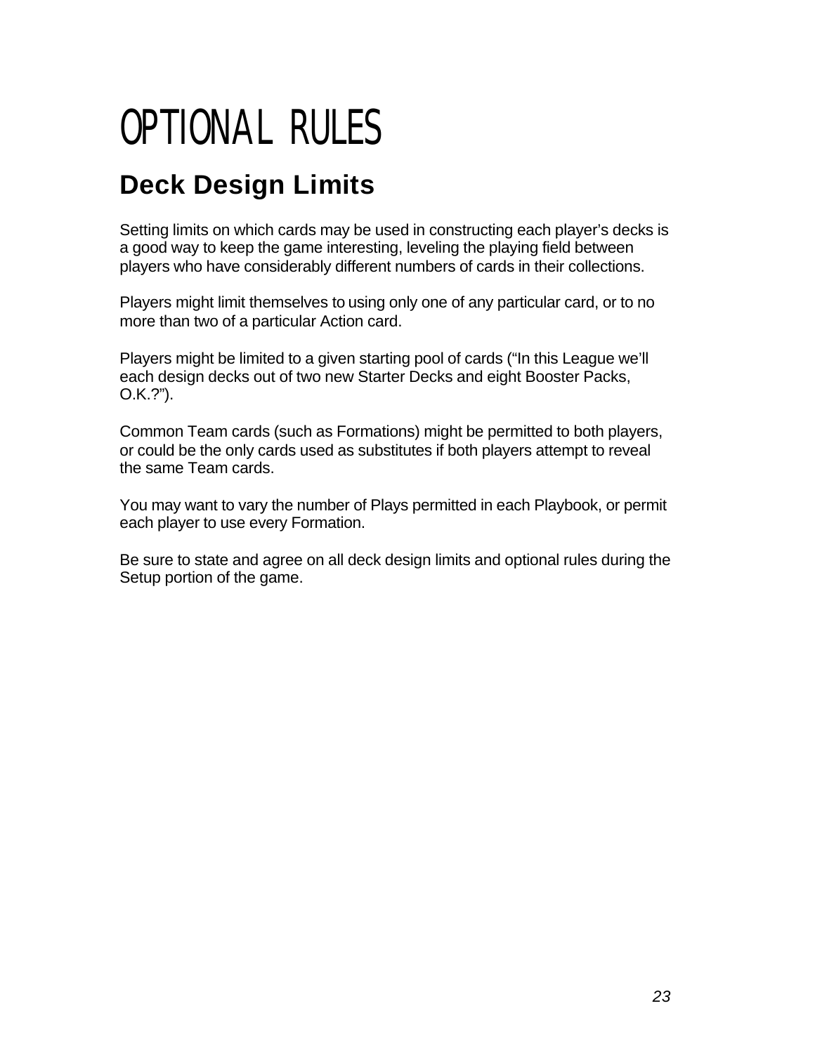# OPTIONAL RULES

## Deck Design Limits

Setting limits on which cards may be used in constructing each player's decks is a good way to keep the game interesting, leveling the playing field between players who have considerably different numbers of cards in their collections.

Players might limit themselves to using only one of any particular card, or to no more than two of a particular Action card.

Players might be limited to a given starting pool of cards ("In this League we'll each design decks out of two new Starter Decks and eight Booster Packs, O.K.?").

Common Team cards (such as Formations) might be permitted to both players, or could be the only cards used as substitutes if both players attempt to reveal the same Team cards.

You may want to vary the number of Plays permitted in each Playbook, or permit each player to use every Formation.

Be sure to state and agree on all deck design limits and optional rules during the Setup portion of the game.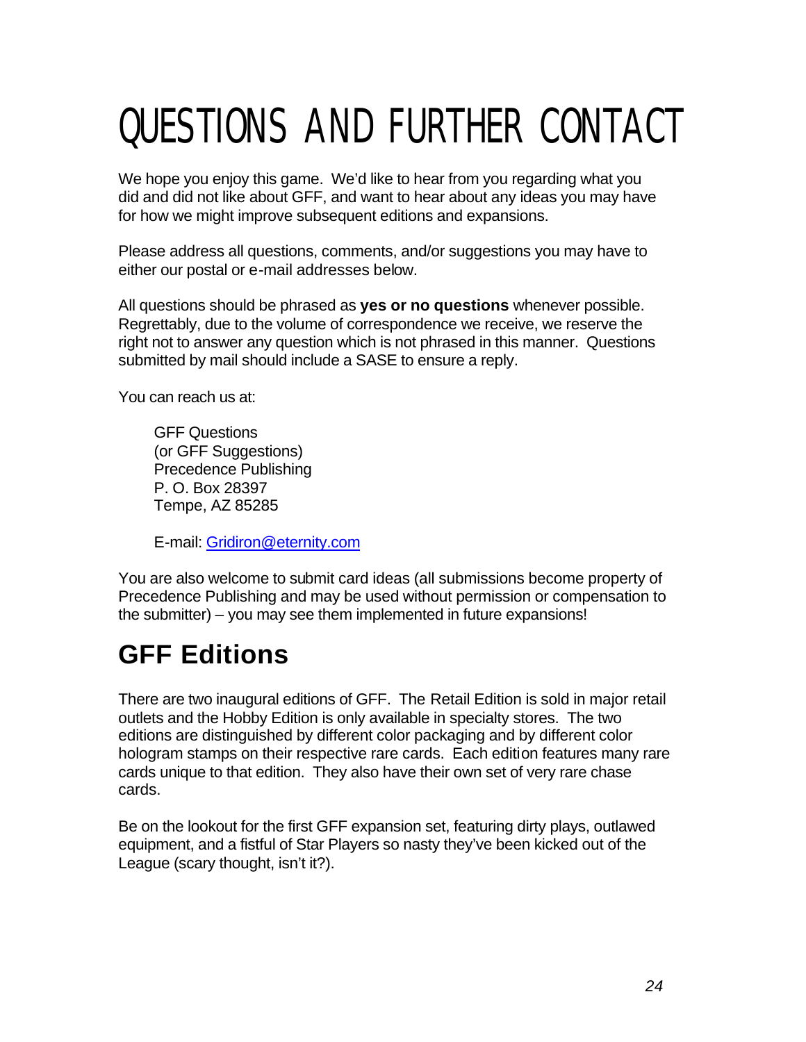# QUESTIONS AND FURTHER CONTACT

We hope you enjoy this game. We'd like to hear from you regarding what you did and did not like about GFF, and want to hear about any ideas you may have for how we might improve subsequent editions and expansions.

Please address all questions, comments, and/or suggestions you may have to either our postal or e-mail addresses below.

All questions should be phrased as **yes or no questions** whenever possible. Regrettably, due to the volume of correspondence we receive, we reserve the right not to answer any question which is not phrased in this manner. Questions submitted by mail should include a SASE to ensure a reply.

You can reach us at:

> GFF Questions
> (or GFF Suggestions)
> Precedence Publishing
> P. O. Box 28397
> Tempe, AZ 85285
>
> E-mail: Gridiron@eternity.com

You are also welcome to submit card ideas (all submissions become property of Precedence Publishing and may be used without permission or compensation to the submitter) – you may see them implemented in future expansions!

## GFF Editions

There are two inaugural editions of GFF. The Retail Edition is sold in major retail outlets and the Hobby Edition is only available in specialty stores. The two editions are distinguished by different color packaging and by different color hologram stamps on their respective rare cards. Each edition features many rare cards unique to that edition. They also have their own set of very rare chase cards.

Be on the lookout for the first GFF expansion set, featuring dirty plays, outlawed equipment, and a fistful of Star Players so nasty they've been kicked out of the League (scary thought, isn't it?).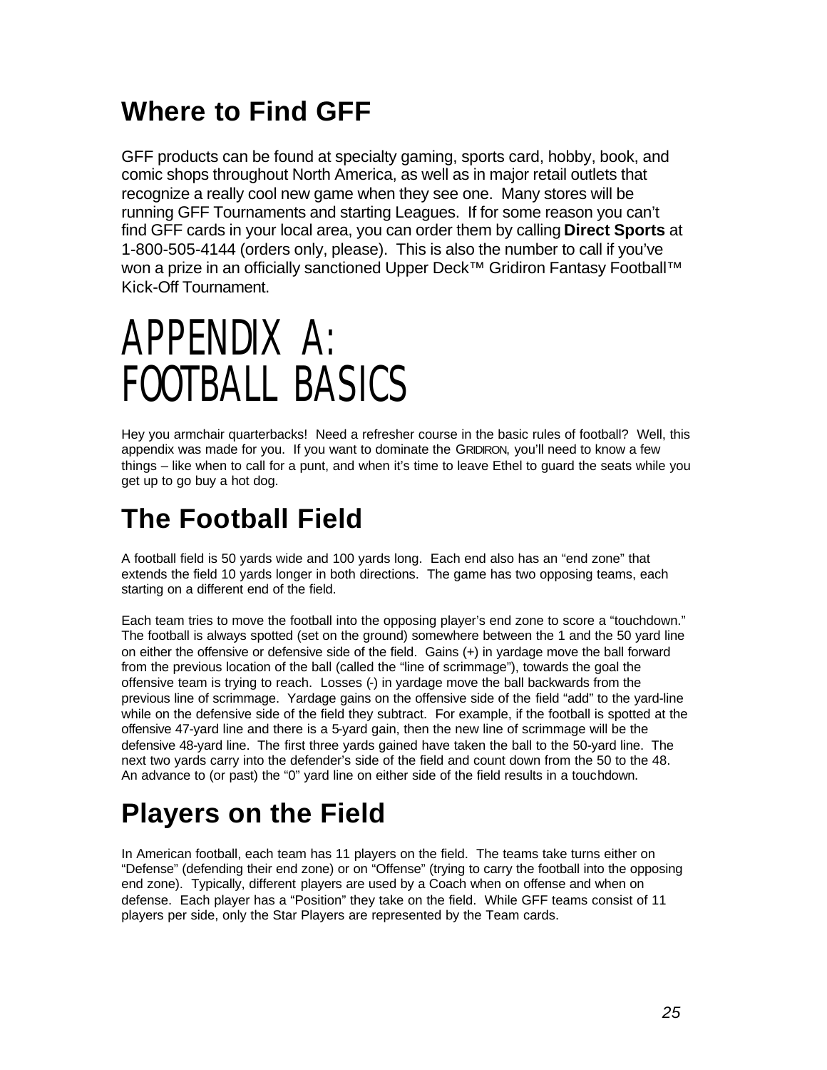## Where to Find GFF

GFF products can be found at specialty gaming, sports card, hobby, book, and comic shops throughout North America, as well as in major retail outlets that recognize a really cool new game when they see one. Many stores will be running GFF Tournaments and starting Leagues. If for some reason you can't find GFF cards in your local area, you can order them by calling **Direct Sports** at 1-800-505-4144 (orders only, please). This is also the number to call if you've won a prize in an officially sanctioned Upper Deck™ Gridiron Fantasy Football™ Kick-Off Tournament.

# APPENDIX A: FOOTBALL BASICS

Hey you armchair quarterbacks! Need a refresher course in the basic rules of football? Well, this appendix was made for you. If you want to dominate the GRIDIRON, you'll need to know a few things – like when to call for a punt, and when it's time to leave Ethel to guard the seats while you get up to go buy a hot dog.

## The Football Field

A football field is 50 yards wide and 100 yards long. Each end also has an "end zone" that extends the field 10 yards longer in both directions. The game has two opposing teams, each starting on a different end of the field.

Each team tries to move the football into the opposing player's end zone to score a "touchdown." The football is always spotted (set on the ground) somewhere between the 1 and the 50 yard line on either the offensive or defensive side of the field. Gains (+) in yardage move the ball forward from the previous location of the ball (called the "line of scrimmage"), towards the goal the offensive team is trying to reach. Losses (-) in yardage move the ball backwards from the previous line of scrimmage. Yardage gains on the offensive side of the field "add" to the yard-line while on the defensive side of the field they subtract. For example, if the football is spotted at the offensive 47-yard line and there is a 5-yard gain, then the new line of scrimmage will be the defensive 48-yard line. The first three yards gained have taken the ball to the 50-yard line. The next two yards carry into the defender's side of the field and count down from the 50 to the 48. An advance to (or past) the "0" yard line on either side of the field results in a touchdown.

## Players on the Field

In American football, each team has 11 players on the field. The teams take turns either on "Defense" (defending their end zone) or on "Offense" (trying to carry the football into the opposing end zone). Typically, different players are used by a Coach when on offense and when on defense. Each player has a "Position" they take on the field. While GFF teams consist of 11 players per side, only the Star Players are represented by the Team cards.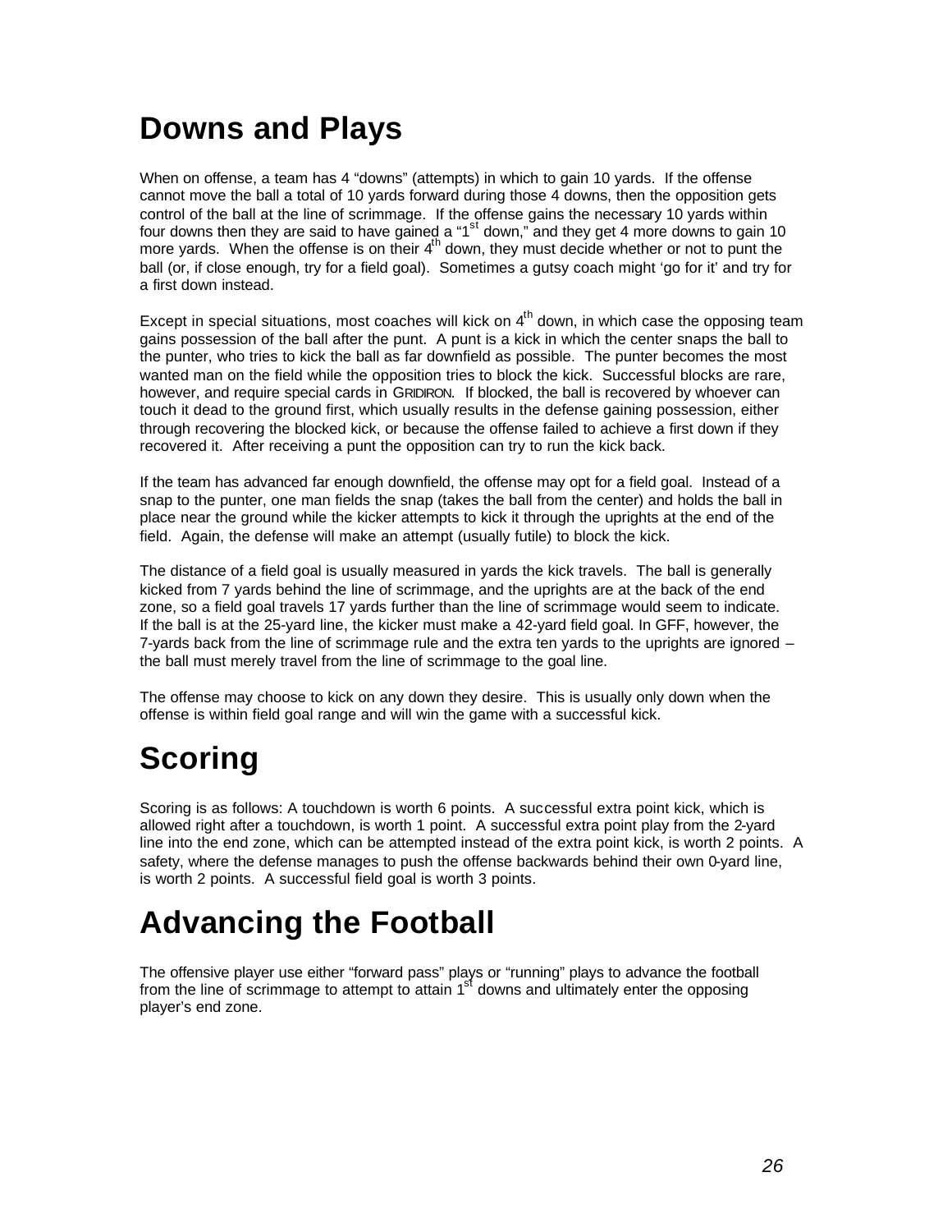# Downs and Plays

When on offense, a team has 4 "downs" (attempts) in which to gain 10 yards. If the offense cannot move the ball a total of 10 yards forward during those 4 downs, then the opposition gets control of the ball at the line of scrimmage. If the offense gains the necessary 10 yards within four downs then they are said to have gained a "1st down," and they get 4 more downs to gain 10 more yards. When the offense is on their 4th down, they must decide whether or not to punt the ball (or, if close enough, try for a field goal). Sometimes a gutsy coach might 'go for it' and try for a first down instead.

Except in special situations, most coaches will kick on 4th down, in which case the opposing team gains possession of the ball after the punt. A punt is a kick in which the center snaps the ball to the punter, who tries to kick the ball as far downfield as possible. The punter becomes the most wanted man on the field while the opposition tries to block the kick. Successful blocks are rare, however, and require special cards in GRIDIRON. If blocked, the ball is recovered by whoever can touch it dead to the ground first, which usually results in the defense gaining possession, either through recovering the blocked kick, or because the offense failed to achieve a first down if they recovered it. After receiving a punt the opposition can try to run the kick back.

If the team has advanced far enough downfield, the offense may opt for a field goal. Instead of a snap to the punter, one man fields the snap (takes the ball from the center) and holds the ball in place near the ground while the kicker attempts to kick it through the uprights at the end of the field. Again, the defense will make an attempt (usually futile) to block the kick.

The distance of a field goal is usually measured in yards the kick travels. The ball is generally kicked from 7 yards behind the line of scrimmage, and the uprights are at the back of the end zone, so a field goal travels 17 yards further than the line of scrimmage would seem to indicate. If the ball is at the 25-yard line, the kicker must make a 42-yard field goal. In GFF, however, the 7-yards back from the line of scrimmage rule and the extra ten yards to the uprights are ignored – the ball must merely travel from the line of scrimmage to the goal line.

The offense may choose to kick on any down they desire. This is usually only down when the offense is within field goal range and will win the game with a successful kick.

# Scoring

Scoring is as follows: A touchdown is worth 6 points. A successful extra point kick, which is allowed right after a touchdown, is worth 1 point. A successful extra point play from the 2-yard line into the end zone, which can be attempted instead of the extra point kick, is worth 2 points. A safety, where the defense manages to push the offense backwards behind their own 0-yard line, is worth 2 points. A successful field goal is worth 3 points.

# Advancing the Football

The offensive player use either "forward pass" plays or "running" plays to advance the football from the line of scrimmage to attempt to attain 1st downs and ultimately enter the opposing player's end zone.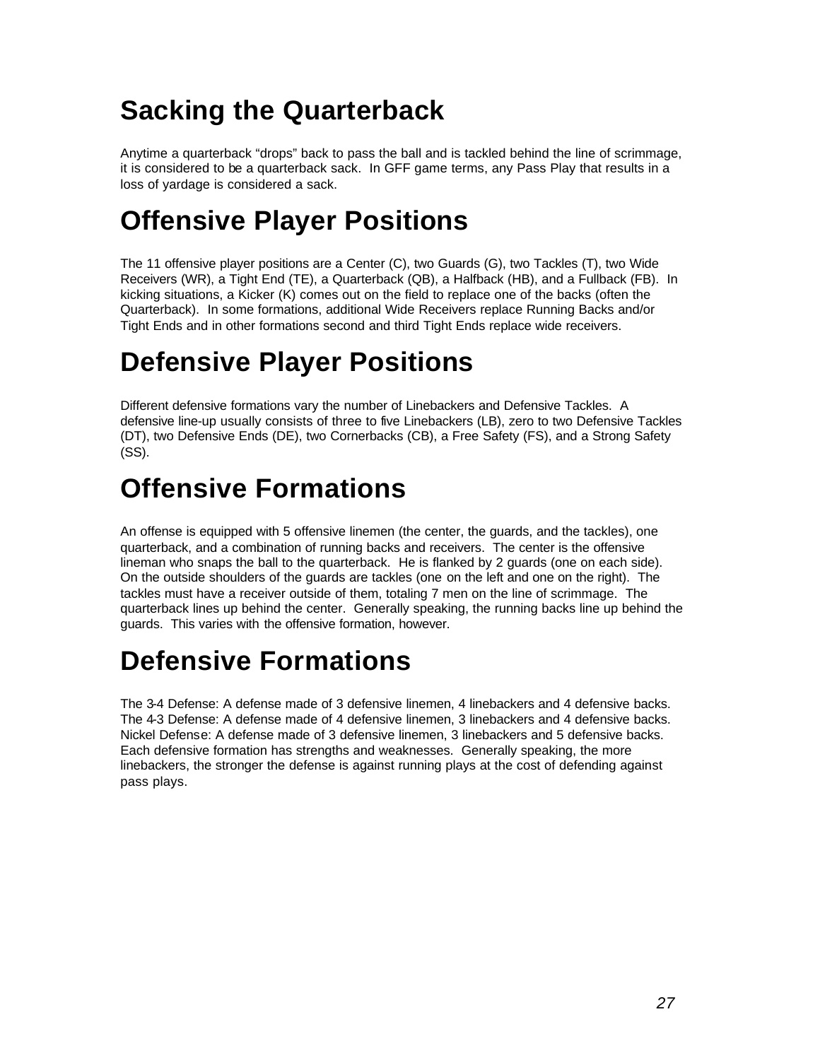# Sacking the Quarterback

Anytime a quarterback "drops" back to pass the ball and is tackled behind the line of scrimmage, it is considered to be a quarterback sack. In GFF game terms, any Pass Play that results in a loss of yardage is considered a sack.

# Offensive Player Positions

The 11 offensive player positions are a Center (C), two Guards (G), two Tackles (T), two Wide Receivers (WR), a Tight End (TE), a Quarterback (QB), a Halfback (HB), and a Fullback (FB). In kicking situations, a Kicker (K) comes out on the field to replace one of the backs (often the Quarterback). In some formations, additional Wide Receivers replace Running Backs and/or Tight Ends and in other formations second and third Tight Ends replace wide receivers.

# Defensive Player Positions

Different defensive formations vary the number of Linebackers and Defensive Tackles. A defensive line-up usually consists of three to five Linebackers (LB), zero to two Defensive Tackles (DT), two Defensive Ends (DE), two Cornerbacks (CB), a Free Safety (FS), and a Strong Safety (SS).

# Offensive Formations

An offense is equipped with 5 offensive linemen (the center, the guards, and the tackles), one quarterback, and a combination of running backs and receivers. The center is the offensive lineman who snaps the ball to the quarterback. He is flanked by 2 guards (one on each side). On the outside shoulders of the guards are tackles (one on the left and one on the right). The tackles must have a receiver outside of them, totaling 7 men on the line of scrimmage. The quarterback lines up behind the center. Generally speaking, the running backs line up behind the guards. This varies with the offensive formation, however.

# Defensive Formations

The 3-4 Defense: A defense made of 3 defensive linemen, 4 linebackers and 4 defensive backs.
The 4-3 Defense: A defense made of 4 defensive linemen, 3 linebackers and 4 defensive backs.
Nickel Defense: A defense made of 3 defensive linemen, 3 linebackers and 5 defensive backs.
Each defensive formation has strengths and weaknesses. Generally speaking, the more linebackers, the stronger the defense is against running plays at the cost of defending against pass plays.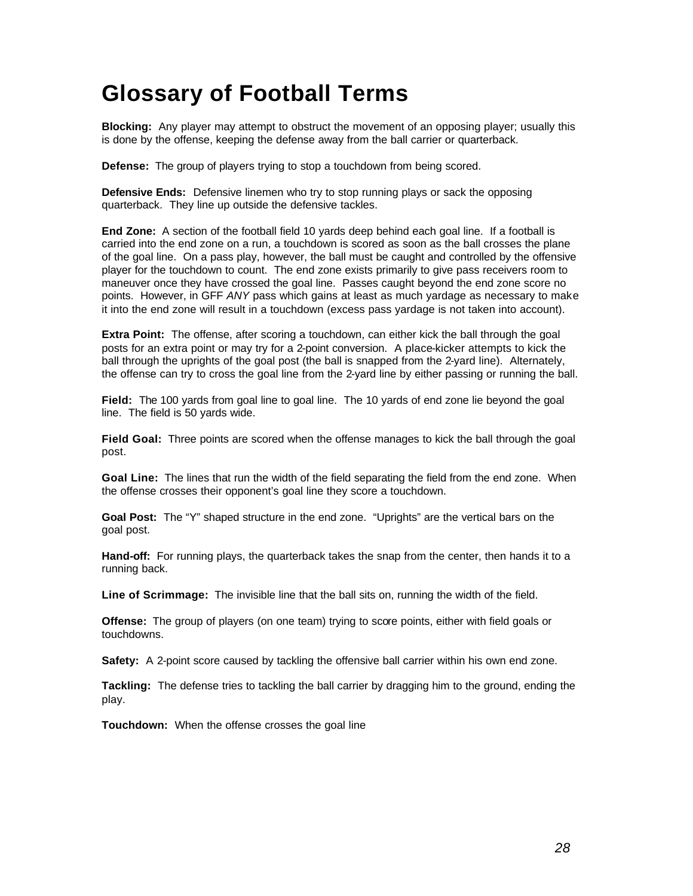# Glossary of Football Terms

**Blocking:** Any player may attempt to obstruct the movement of an opposing player; usually this is done by the offense, keeping the defense away from the ball carrier or quarterback.

**Defense:** The group of players trying to stop a touchdown from being scored.

**Defensive Ends:** Defensive linemen who try to stop running plays or sack the opposing quarterback. They line up outside the defensive tackles.

**End Zone:** A section of the football field 10 yards deep behind each goal line. If a football is carried into the end zone on a run, a touchdown is scored as soon as the ball crosses the plane of the goal line. On a pass play, however, the ball must be caught and controlled by the offensive player for the touchdown to count. The end zone exists primarily to give pass receivers room to maneuver once they have crossed the goal line. Passes caught beyond the end zone score no points. However, in GFF *ANY* pass which gains at least as much yardage as necessary to make it into the end zone will result in a touchdown (excess pass yardage is not taken into account).

**Extra Point:** The offense, after scoring a touchdown, can either kick the ball through the goal posts for an extra point or may try for a 2-point conversion. A place-kicker attempts to kick the ball through the uprights of the goal post (the ball is snapped from the 2-yard line). Alternately, the offense can try to cross the goal line from the 2-yard line by either passing or running the ball.

**Field:** The 100 yards from goal line to goal line. The 10 yards of end zone lie beyond the goal line. The field is 50 yards wide.

**Field Goal:** Three points are scored when the offense manages to kick the ball through the goal post.

**Goal Line:** The lines that run the width of the field separating the field from the end zone. When the offense crosses their opponent's goal line they score a touchdown.

**Goal Post:** The "Y" shaped structure in the end zone. "Uprights" are the vertical bars on the goal post.

**Hand-off:** For running plays, the quarterback takes the snap from the center, then hands it to a running back.

**Line of Scrimmage:** The invisible line that the ball sits on, running the width of the field.

**Offense:** The group of players (on one team) trying to score points, either with field goals or touchdowns.

**Safety:** A 2-point score caused by tackling the offensive ball carrier within his own end zone.

**Tackling:** The defense tries to tackling the ball carrier by dragging him to the ground, ending the play.

**Touchdown:** When the offense crosses the goal line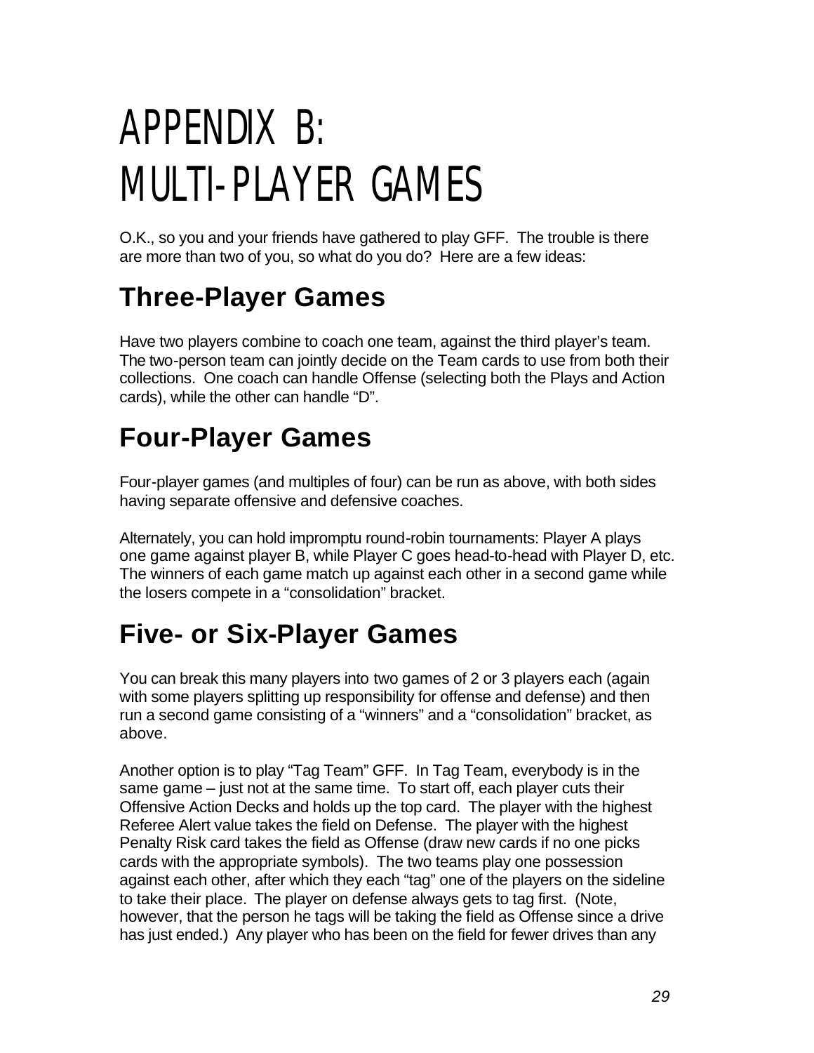# APPENDIX B: MULTI-PLAYER GAMES

O.K., so you and your friends have gathered to play GFF. The trouble is there are more than two of you, so what do you do? Here are a few ideas:

## Three-Player Games

Have two players combine to coach one team, against the third player's team. The two-person team can jointly decide on the Team cards to use from both their collections. One coach can handle Offense (selecting both the Plays and Action cards), while the other can handle "D".

## Four-Player Games

Four-player games (and multiples of four) can be run as above, with both sides having separate offensive and defensive coaches.

Alternately, you can hold impromptu round-robin tournaments: Player A plays one game against player B, while Player C goes head-to-head with Player D, etc. The winners of each game match up against each other in a second game while the losers compete in a "consolidation" bracket.

## Five- or Six-Player Games

You can break this many players into two games of 2 or 3 players each (again with some players splitting up responsibility for offense and defense) and then run a second game consisting of a "winners" and a "consolidation" bracket, as above.

Another option is to play "Tag Team" GFF. In Tag Team, everybody is in the same game – just not at the same time. To start off, each player cuts their Offensive Action Decks and holds up the top card. The player with the highest Referee Alert value takes the field on Defense. The player with the highest Penalty Risk card takes the field as Offense (draw new cards if no one picks cards with the appropriate symbols). The two teams play one possession against each other, after which they each "tag" one of the players on the sideline to take their place. The player on defense always gets to tag first. (Note, however, that the person he tags will be taking the field as Offense since a drive has just ended.) Any player who has been on the field for fewer drives than any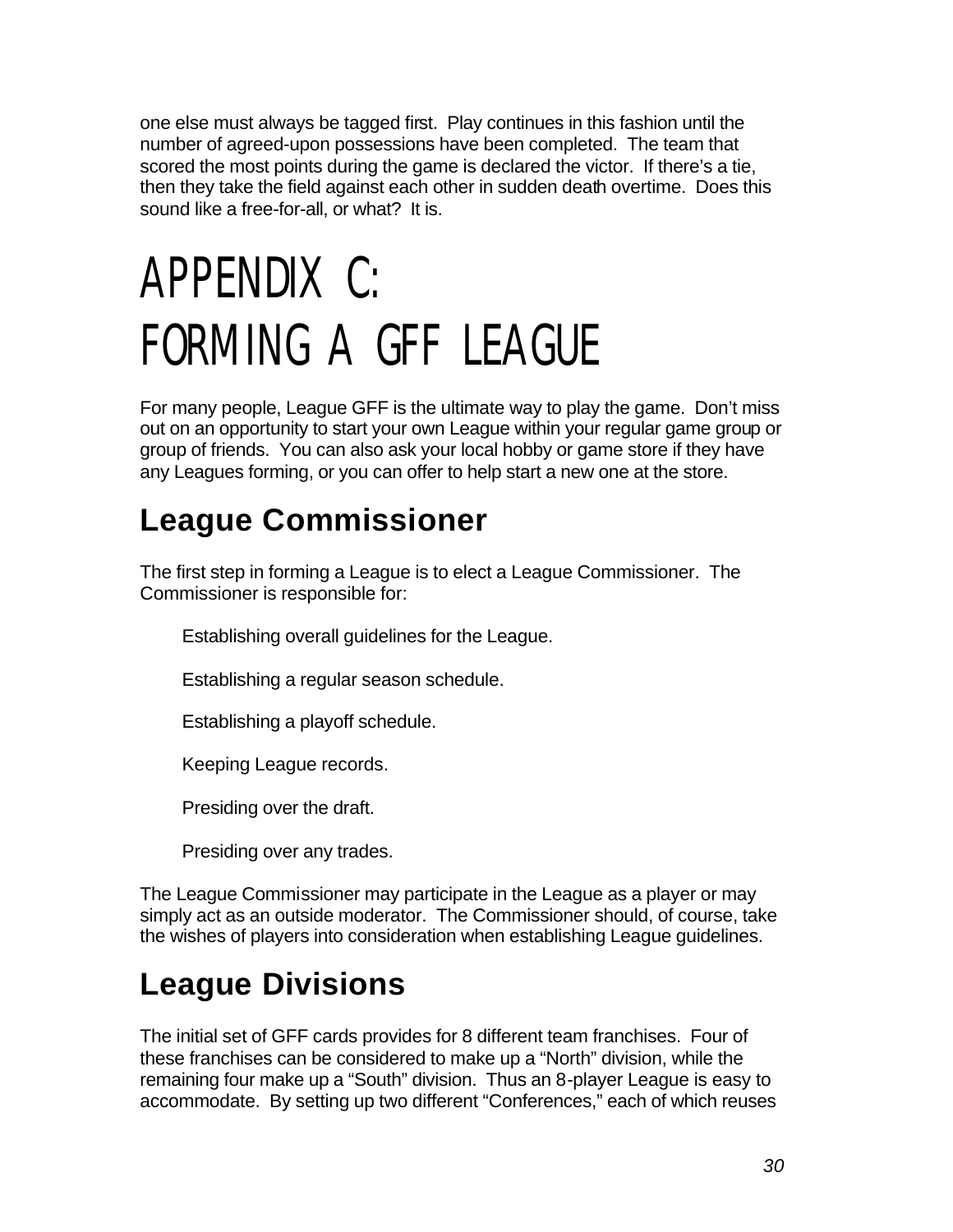one else must always be tagged first. Play continues in this fashion until the number of agreed-upon possessions have been completed. The team that scored the most points during the game is declared the victor. If there's a tie, then they take the field against each other in sudden death overtime. Does this sound like a free-for-all, or what? It is.

# APPENDIX C: FORMING A GFF LEAGUE

For many people, League GFF is the ultimate way to play the game. Don't miss out on an opportunity to start your own League within your regular game group or group of friends. You can also ask your local hobby or game store if they have any Leagues forming, or you can offer to help start a new one at the store.

## League Commissioner

The first step in forming a League is to elect a League Commissioner. The Commissioner is responsible for:

- Establishing overall guidelines for the League.
- Establishing a regular season schedule.
- Establishing a playoff schedule.
- Keeping League records.
- Presiding over the draft.
- Presiding over any trades.

The League Commissioner may participate in the League as a player or may simply act as an outside moderator. The Commissioner should, of course, take the wishes of players into consideration when establishing League guidelines.

## League Divisions

The initial set of GFF cards provides for 8 different team franchises. Four of these franchises can be considered to make up a "North" division, while the remaining four make up a "South" division. Thus an 8-player League is easy to accommodate. By setting up two different "Conferences," each of which reuses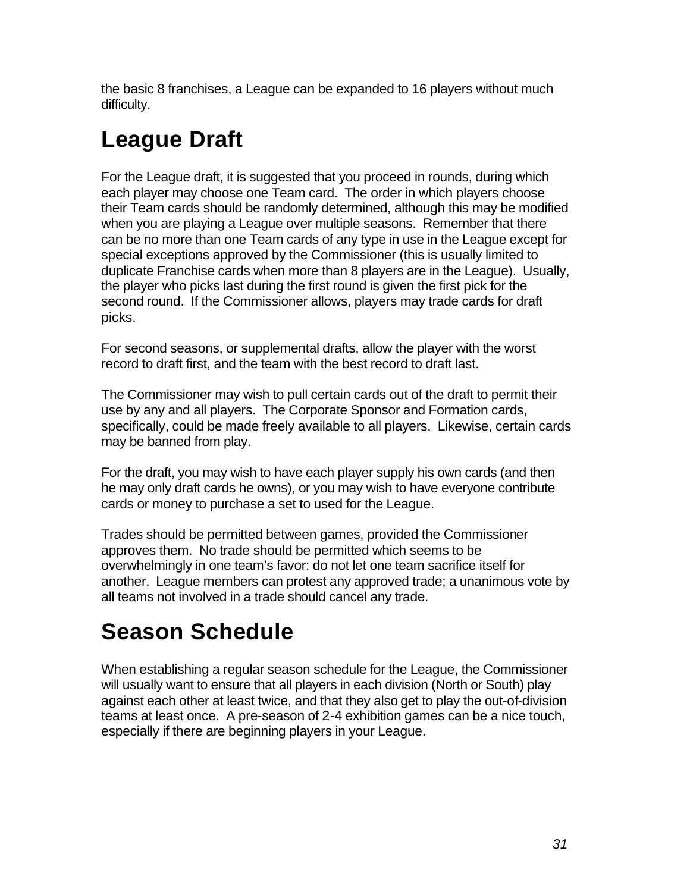the basic 8 franchises, a League can be expanded to 16 players without much difficulty.

# League Draft

For the League draft, it is suggested that you proceed in rounds, during which each player may choose one Team card. The order in which players choose their Team cards should be randomly determined, although this may be modified when you are playing a League over multiple seasons. Remember that there can be no more than one Team cards of any type in use in the League except for special exceptions approved by the Commissioner (this is usually limited to duplicate Franchise cards when more than 8 players are in the League). Usually, the player who picks last during the first round is given the first pick for the second round. If the Commissioner allows, players may trade cards for draft picks.

For second seasons, or supplemental drafts, allow the player with the worst record to draft first, and the team with the best record to draft last.

The Commissioner may wish to pull certain cards out of the draft to permit their use by any and all players. The Corporate Sponsor and Formation cards, specifically, could be made freely available to all players. Likewise, certain cards may be banned from play.

For the draft, you may wish to have each player supply his own cards (and then he may only draft cards he owns), or you may wish to have everyone contribute cards or money to purchase a set to used for the League.

Trades should be permitted between games, provided the Commissioner approves them. No trade should be permitted which seems to be overwhelmingly in one team's favor: do not let one team sacrifice itself for another. League members can protest any approved trade; a unanimous vote by all teams not involved in a trade should cancel any trade.

# Season Schedule

When establishing a regular season schedule for the League, the Commissioner will usually want to ensure that all players in each division (North or South) play against each other at least twice, and that they also get to play the out-of-division teams at least once. A pre-season of 2-4 exhibition games can be a nice touch, especially if there are beginning players in your League.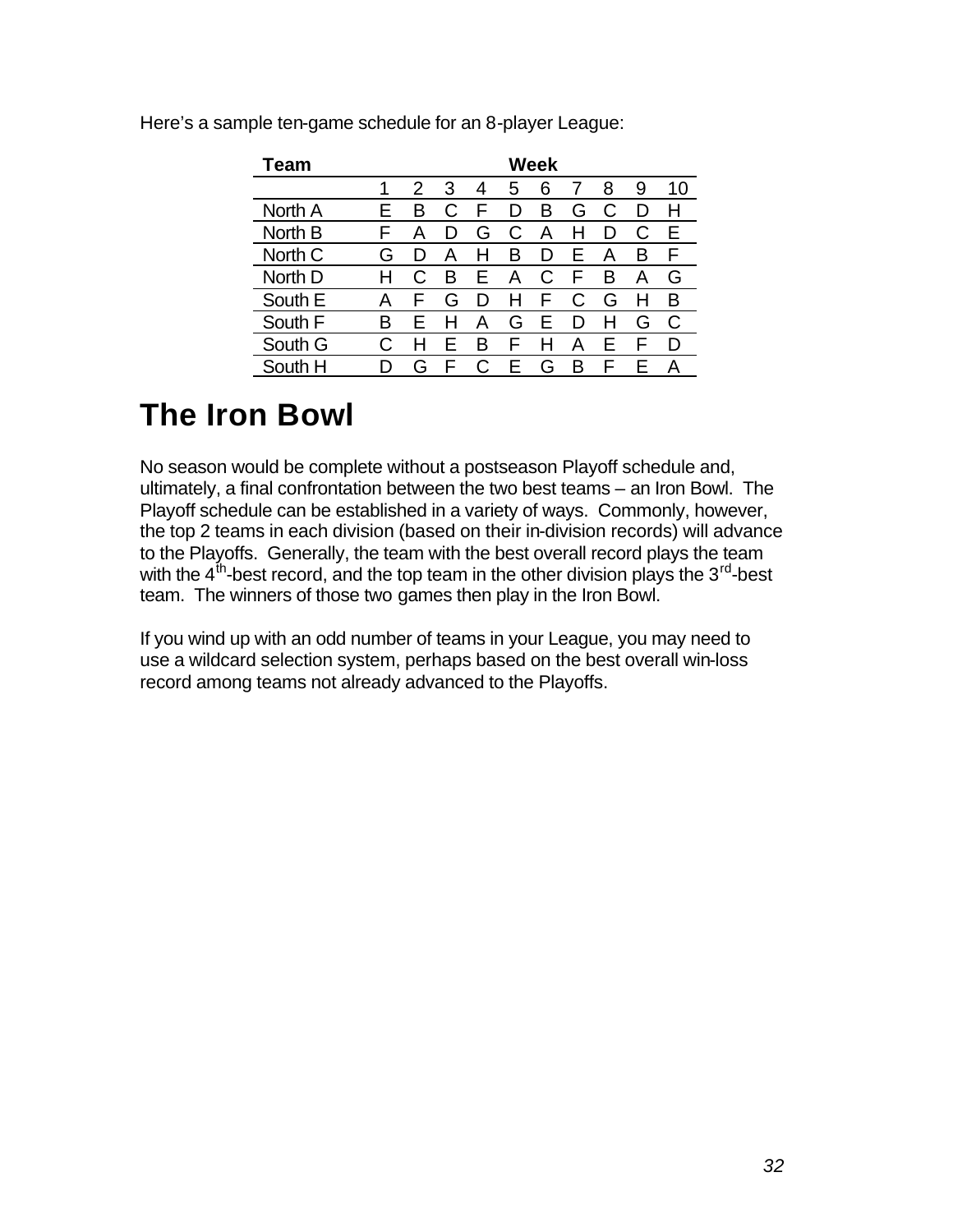Here's a sample ten-game schedule for an 8-player League:

| Team | Week | | | | | | | | | |
|---|---|---|---|---|---|---|---|---|---|---|
| | 1 | 2 | 3 | 4 | 5 | 6 | 7 | 8 | 9 | 10 |
| North A | E | B | C | F | D | B | G | C | D | H |
| North B | F | A | D | G | C | A | H | D | C | E |
| North C | G | D | A | H | B | D | E | A | B | F |
| North D | H | C | B | E | A | C | F | B | A | G |
| South E | A | F | G | D | H | F | C | G | H | B |
| South F | B | E | H | A | G | E | D | H | G | C |
| South G | C | H | E | B | F | H | A | E | F | D |
| South H | D | G | F | C | E | G | B | F | E | A |

# The Iron Bowl

No season would be complete without a postseason Playoff schedule and, ultimately, a final confrontation between the two best teams – an Iron Bowl. The Playoff schedule can be established in a variety of ways. Commonly, however, the top 2 teams in each division (based on their in-division records) will advance to the Playoffs. Generally, the team with the best overall record plays the team with the 4th-best record, and the top team in the other division plays the 3rd-best team. The winners of those two games then play in the Iron Bowl.

If you wind up with an odd number of teams in your League, you may need to use a wildcard selection system, perhaps based on the best overall win-loss record among teams not already advanced to the Playoffs.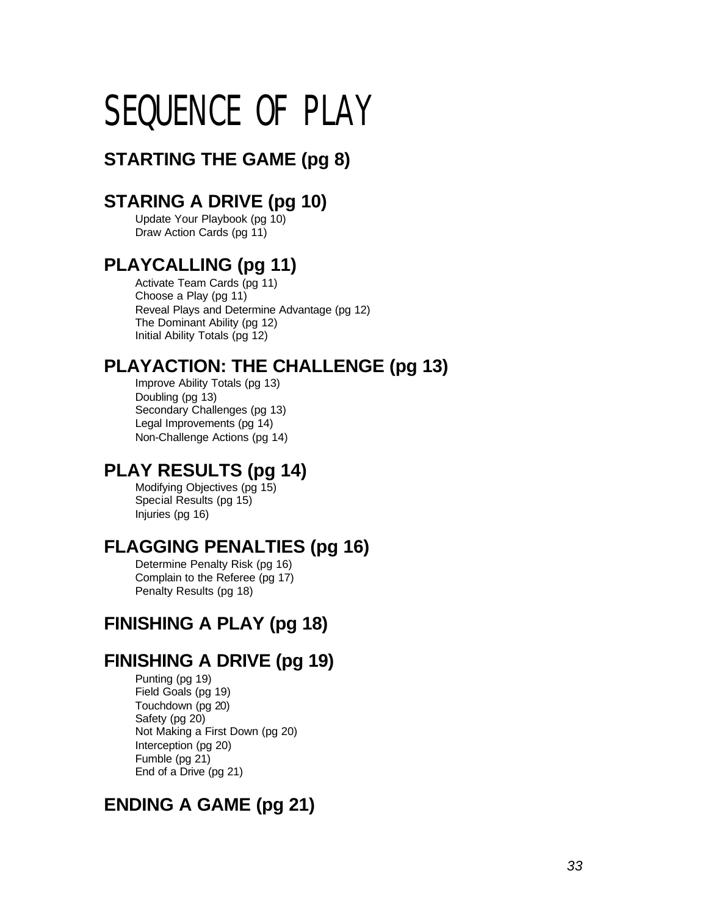# SEQUENCE OF PLAY

## STARTING THE GAME (pg 8)

## STARING A DRIVE (pg 10)

Update Your Playbook (pg 10)
Draw Action Cards (pg 11)

## PLAYCALLING (pg 11)

Activate Team Cards (pg 11)
Choose a Play (pg 11)
Reveal Plays and Determine Advantage (pg 12)
The Dominant Ability (pg 12)
Initial Ability Totals (pg 12)

## PLAYACTION: THE CHALLENGE (pg 13)

Improve Ability Totals (pg 13)
Doubling (pg 13)
Secondary Challenges (pg 13)
Legal Improvements (pg 14)
Non-Challenge Actions (pg 14)

## PLAY RESULTS (pg 14)

Modifying Objectives (pg 15)
Special Results (pg 15)
Injuries (pg 16)

## FLAGGING PENALTIES (pg 16)

Determine Penalty Risk (pg 16)
Complain to the Referee (pg 17)
Penalty Results (pg 18)

## FINISHING A PLAY (pg 18)

## FINISHING A DRIVE (pg 19)

Punting (pg 19)
Field Goals (pg 19)
Touchdown (pg 20)
Safety (pg 20)
Not Making a First Down (pg 20)
Interception (pg 20)
Fumble (pg 21)
End of a Drive (pg 21)

## ENDING A GAME (pg 21)